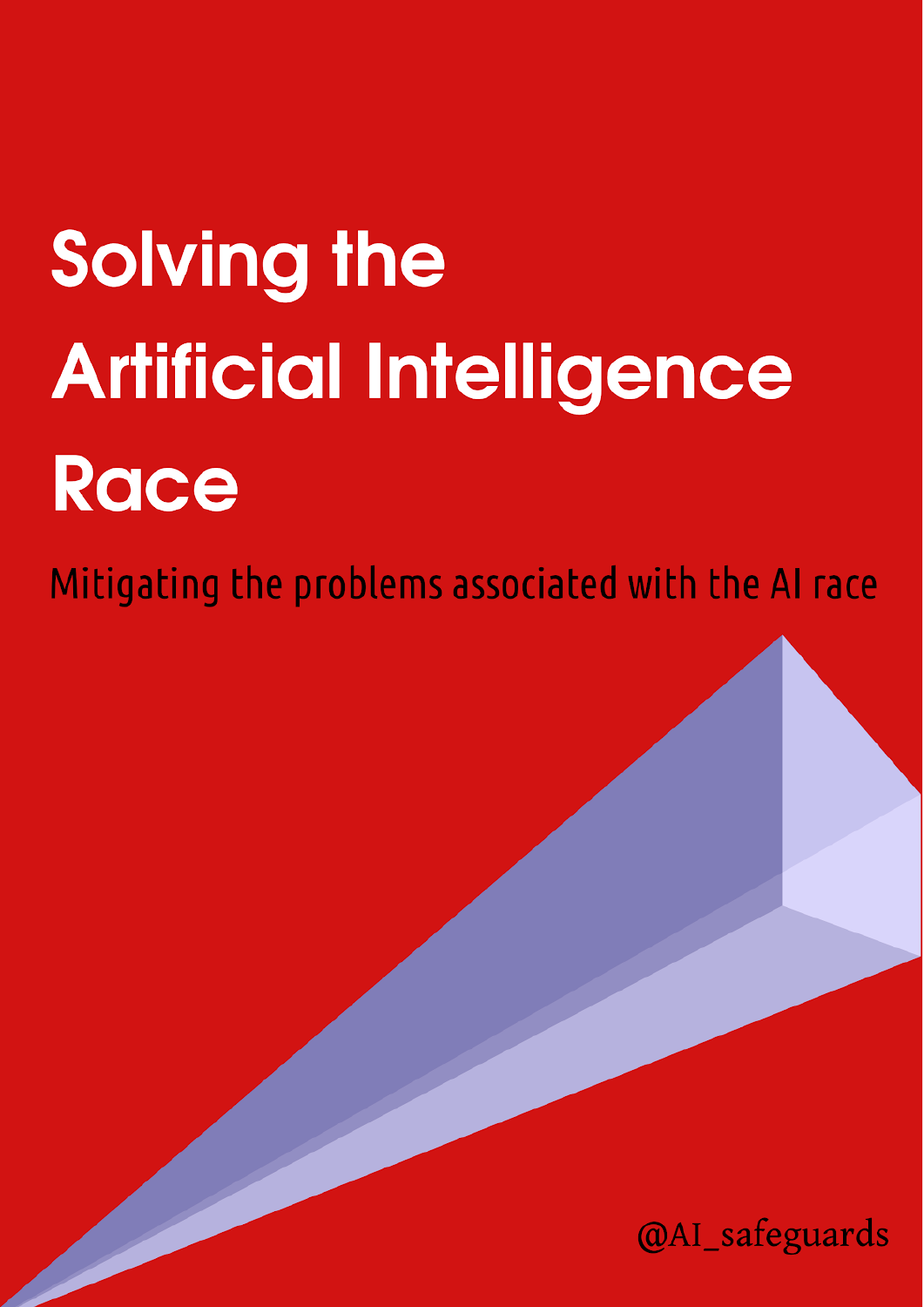# Solving the Artificial Intelligence Race

Mitigating the problems associated with the AI race

@AI_safeguards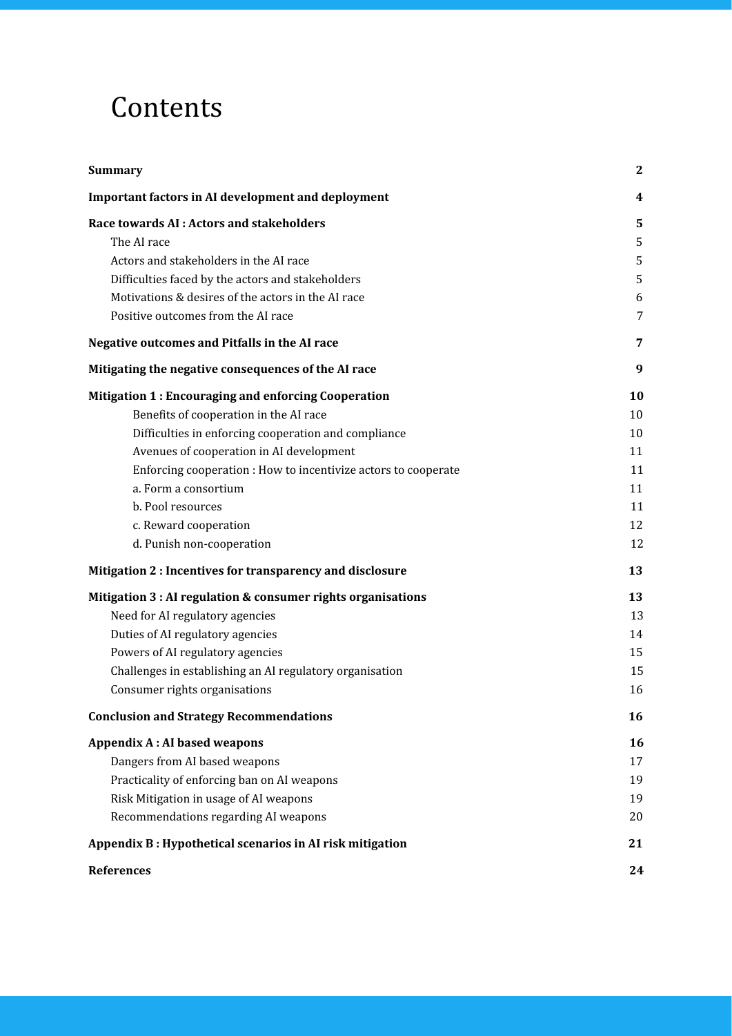# Contents

| | |
|---|---|
| **Summary** | **2** |
| **Important factors in AI development and deployment** | **4** |
| **Race towards AI : Actors and stakeholders** | **5** |
| The AI race | 5 |
| Actors and stakeholders in the AI race | 5 |
| Difficulties faced by the actors and stakeholders | 5 |
| Motivations & desires of the actors in the AI race | 6 |
| Positive outcomes from the AI race | 7 |
| **Negative outcomes and Pitfalls in the AI race** | **7** |
| **Mitigating the negative consequences of the AI race** | **9** |
| **Mitigation 1 : Encouraging and enforcing Cooperation** | **10** |
| Benefits of cooperation in the AI race | 10 |
| Difficulties in enforcing cooperation and compliance | 10 |
| Avenues of cooperation in AI development | 11 |
| Enforcing cooperation : How to incentivize actors to cooperate | 11 |
| a. Form a consortium | 11 |
| b. Pool resources | 11 |
| c. Reward cooperation | 12 |
| d. Punish non-cooperation | 12 |
| **Mitigation 2 : Incentives for transparency and disclosure** | **13** |
| **Mitigation 3 : AI regulation & consumer rights organisations** | **13** |
| Need for AI regulatory agencies | 13 |
| Duties of AI regulatory agencies | 14 |
| Powers of AI regulatory agencies | 15 |
| Challenges in establishing an AI regulatory organisation | 15 |
| Consumer rights organisations | 16 |
| **Conclusion and Strategy Recommendations** | **16** |
| **Appendix A : AI based weapons** | **16** |
| Dangers from AI based weapons | 17 |
| Practicality of enforcing ban on AI weapons | 19 |
| Risk Mitigation in usage of AI weapons | 19 |
| Recommendations regarding AI weapons | 20 |
| **Appendix B : Hypothetical scenarios in AI risk mitigation** | **21** |
| **References** | **24** |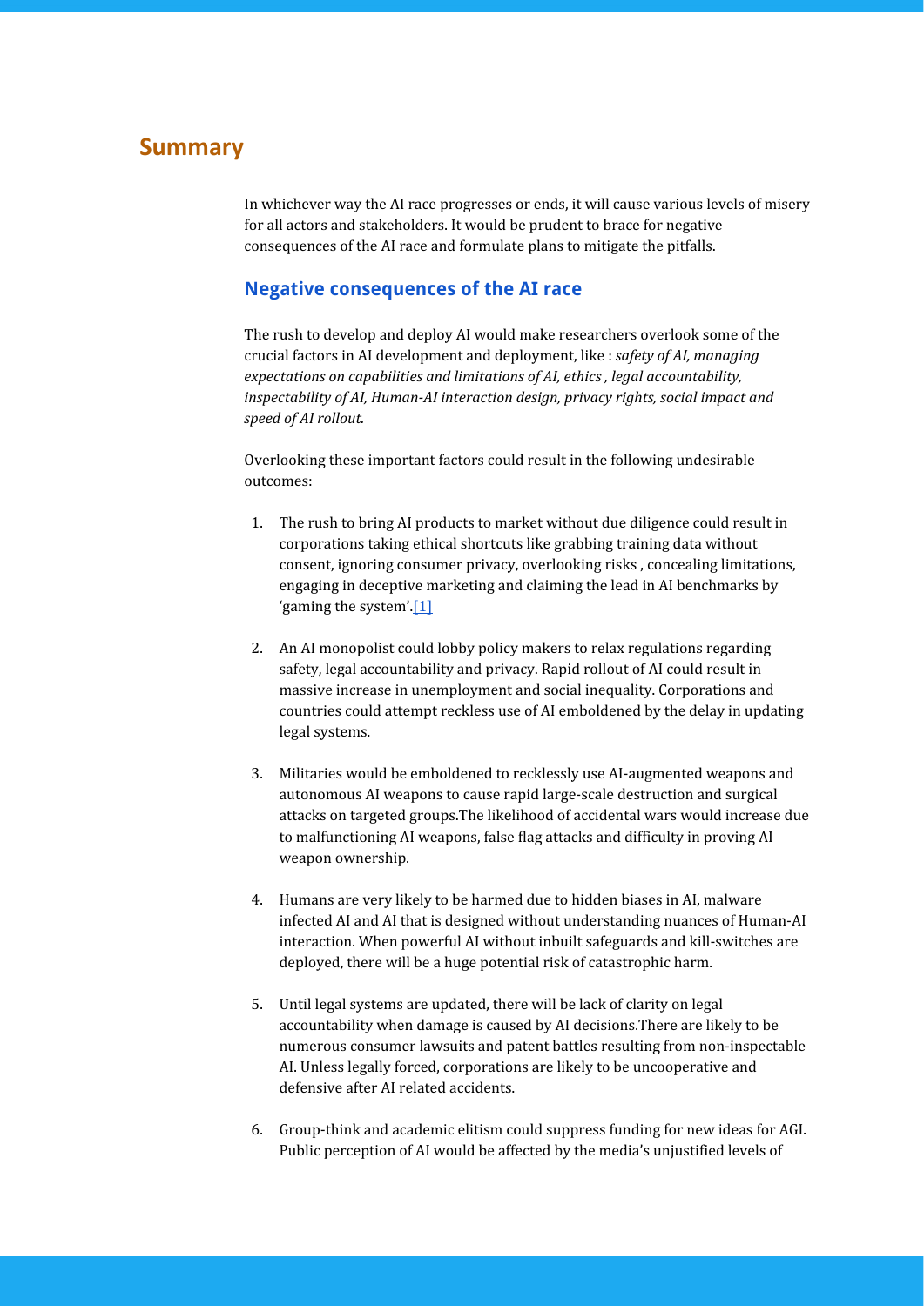## Summary

In whichever way the AI race progresses or ends, it will cause various levels of misery for all actors and stakeholders. It would be prudent to brace for negative consequences of the AI race and formulate plans to mitigate the pitfalls.

### Negative consequences of the AI race

The rush to develop and deploy AI would make researchers overlook some of the crucial factors in AI development and deployment, like : *safety of AI, managing expectations on capabilities and limitations of AI, ethics , legal accountability, inspectability of AI, Human-AI interaction design, privacy rights, social impact and speed of AI rollout.*

Overlooking these important factors could result in the following undesirable outcomes:

1. The rush to bring AI products to market without due diligence could result in corporations taking ethical shortcuts like grabbing training data without consent, ignoring consumer privacy, overlooking risks , concealing limitations, engaging in deceptive marketing and claiming the lead in AI benchmarks by 'gaming the system'.[1]

2. An AI monopolist could lobby policy makers to relax regulations regarding safety, legal accountability and privacy. Rapid rollout of AI could result in massive increase in unemployment and social inequality. Corporations and countries could attempt reckless use of AI emboldened by the delay in updating legal systems.

3. Militaries would be emboldened to recklessly use AI-augmented weapons and autonomous AI weapons to cause rapid large-scale destruction and surgical attacks on targeted groups.The likelihood of accidental wars would increase due to malfunctioning AI weapons, false flag attacks and difficulty in proving AI weapon ownership.

4. Humans are very likely to be harmed due to hidden biases in AI, malware infected AI and AI that is designed without understanding nuances of Human-AI interaction. When powerful AI without inbuilt safeguards and kill-switches are deployed, there will be a huge potential risk of catastrophic harm.

5. Until legal systems are updated, there will be lack of clarity on legal accountability when damage is caused by AI decisions.There are likely to be numerous consumer lawsuits and patent battles resulting from non-inspectable AI. Unless legally forced, corporations are likely to be uncooperative and defensive after AI related accidents.

6. Group-think and academic elitism could suppress funding for new ideas for AGI. Public perception of AI would be affected by the media's unjustified levels of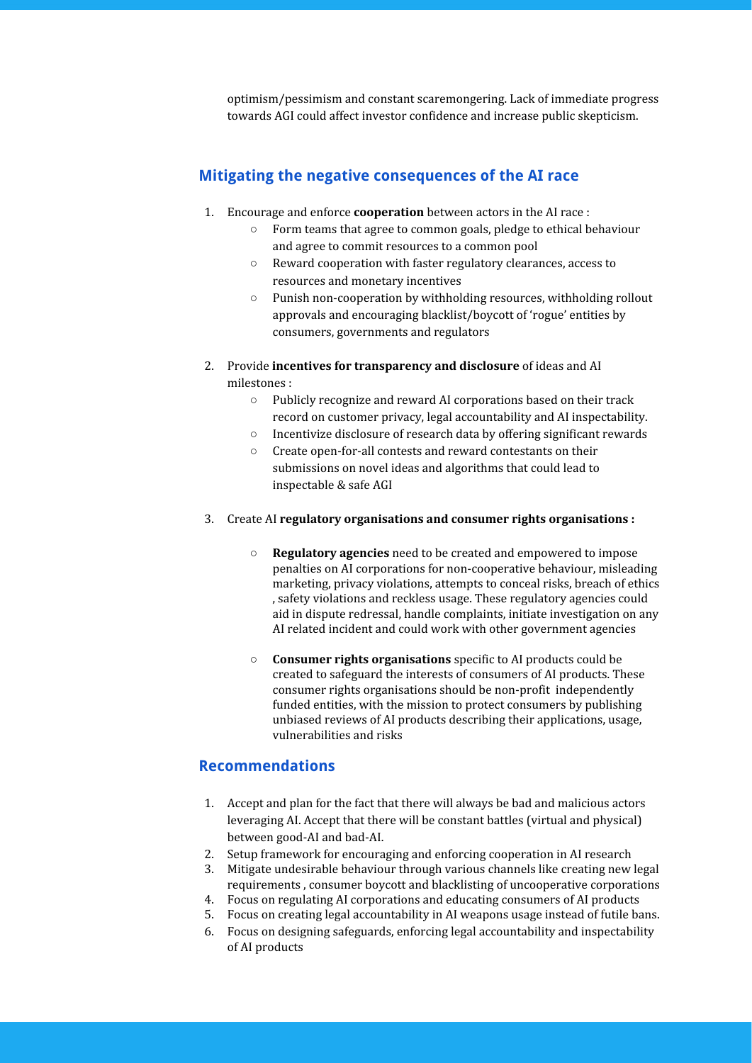optimism/pessimism and constant scaremongering. Lack of immediate progress towards AGI could affect investor confidence and increase public skepticism.

## Mitigating the negative consequences of the AI race

1. Encourage and enforce **cooperation** between actors in the AI race :
    - Form teams that agree to common goals, pledge to ethical behaviour and agree to commit resources to a common pool
    - Reward cooperation with faster regulatory clearances, access to resources and monetary incentives
    - Punish non-cooperation by withholding resources, withholding rollout approvals and encouraging blacklist/boycott of 'rogue' entities by consumers, governments and regulators

2. Provide **incentives for transparency and disclosure** of ideas and AI milestones :
    - Publicly recognize and reward AI corporations based on their track record on customer privacy, legal accountability and AI inspectability.
    - Incentivize disclosure of research data by offering significant rewards
    - Create open-for-all contests and reward contestants on their submissions on novel ideas and algorithms that could lead to inspectable & safe AGI

3. Create AI **regulatory organisations and consumer rights organisations :**

    - **Regulatory agencies** need to be created and empowered to impose penalties on AI corporations for non-cooperative behaviour, misleading marketing, privacy violations, attempts to conceal risks, breach of ethics , safety violations and reckless usage. These regulatory agencies could aid in dispute redressal, handle complaints, initiate investigation on any AI related incident and could work with other government agencies

    - **Consumer rights organisations** specific to AI products could be created to safeguard the interests of consumers of AI products. These consumer rights organisations should be non-profit independently funded entities, with the mission to protect consumers by publishing unbiased reviews of AI products describing their applications, usage, vulnerabilities and risks

## Recommendations

1. Accept and plan for the fact that there will always be bad and malicious actors leveraging AI. Accept that there will be constant battles (virtual and physical) between good-AI and bad-AI.
2. Setup framework for encouraging and enforcing cooperation in AI research
3. Mitigate undesirable behaviour through various channels like creating new legal requirements , consumer boycott and blacklisting of uncooperative corporations
4. Focus on regulating AI corporations and educating consumers of AI products
5. Focus on creating legal accountability in AI weapons usage instead of futile bans.
6. Focus on designing safeguards, enforcing legal accountability and inspectability of AI products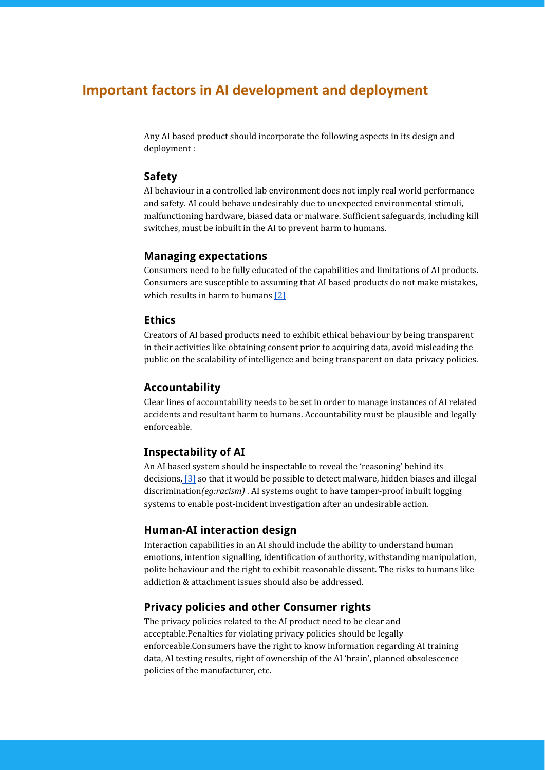# Important factors in AI development and deployment

Any AI based product should incorporate the following aspects in its design and deployment :

### Safety

AI behaviour in a controlled lab environment does not imply real world performance and safety. AI could behave undesirably due to unexpected environmental stimuli, malfunctioning hardware, biased data or malware. Sufficient safeguards, including kill switches, must be inbuilt in the AI to prevent harm to humans.

### Managing expectations

Consumers need to be fully educated of the capabilities and limitations of AI products. Consumers are susceptible to assuming that AI based products do not make mistakes, which results in harm to humans [2]

### Ethics

Creators of AI based products need to exhibit ethical behaviour by being transparent in their activities like obtaining consent prior to acquiring data, avoid misleading the public on the scalability of intelligence and being transparent on data privacy policies.

### Accountability

Clear lines of accountability needs to be set in order to manage instances of AI related accidents and resultant harm to humans. Accountability must be plausible and legally enforceable.

### Inspectability of AI

An AI based system should be inspectable to reveal the 'reasoning' behind its decisions, [3] so that it would be possible to detect malware, hidden biases and illegal discrimination*(eg:racism)* . AI systems ought to have tamper-proof inbuilt logging systems to enable post-incident investigation after an undesirable action.

### Human-AI interaction design

Interaction capabilities in an AI should include the ability to understand human emotions, intention signalling, identification of authority, withstanding manipulation, polite behaviour and the right to exhibit reasonable dissent. The risks to humans like addiction & attachment issues should also be addressed.

### Privacy policies and other Consumer rights

The privacy policies related to the AI product need to be clear and acceptable.Penalties for violating privacy policies should be legally enforceable.Consumers have the right to know information regarding AI training data, AI testing results, right of ownership of the AI 'brain', planned obsolescence policies of the manufacturer, etc.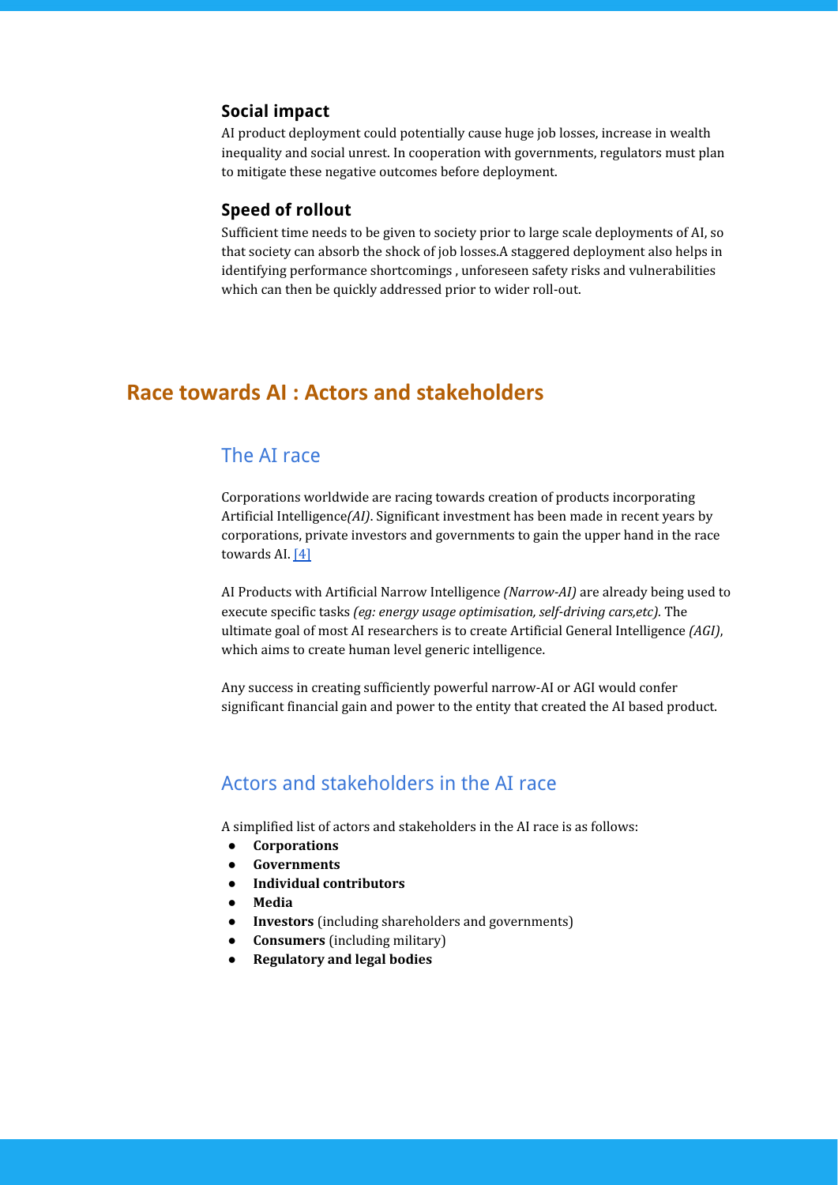### Social impact

AI product deployment could potentially cause huge job losses, increase in wealth inequality and social unrest. In cooperation with governments, regulators must plan to mitigate these negative outcomes before deployment.

### Speed of rollout

Sufficient time needs to be given to society prior to large scale deployments of AI, so that society can absorb the shock of job losses.A staggered deployment also helps in identifying performance shortcomings , unforeseen safety risks and vulnerabilities which can then be quickly addressed prior to wider roll-out.

# Race towards AI : Actors and stakeholders

## The AI race

Corporations worldwide are racing towards creation of products incorporating Artificial Intelligence*(AI)*. Significant investment has been made in recent years by corporations, private investors and governments to gain the upper hand in the race towards AI. [4]

AI Products with Artificial Narrow Intelligence *(Narrow-AI)* are already being used to execute specific tasks *(eg: energy usage optimisation, self-driving cars,etc).* The ultimate goal of most AI researchers is to create Artificial General Intelligence *(AGI)*, which aims to create human level generic intelligence.

Any success in creating sufficiently powerful narrow-AI or AGI would confer significant financial gain and power to the entity that created the AI based product.

## Actors and stakeholders in the AI race

A simplified list of actors and stakeholders in the AI race is as follows:

- **Corporations**
- **Governments**
- **Individual contributors**
- **Media**
- **Investors** (including shareholders and governments)
- **Consumers** (including military)
- **Regulatory and legal bodies**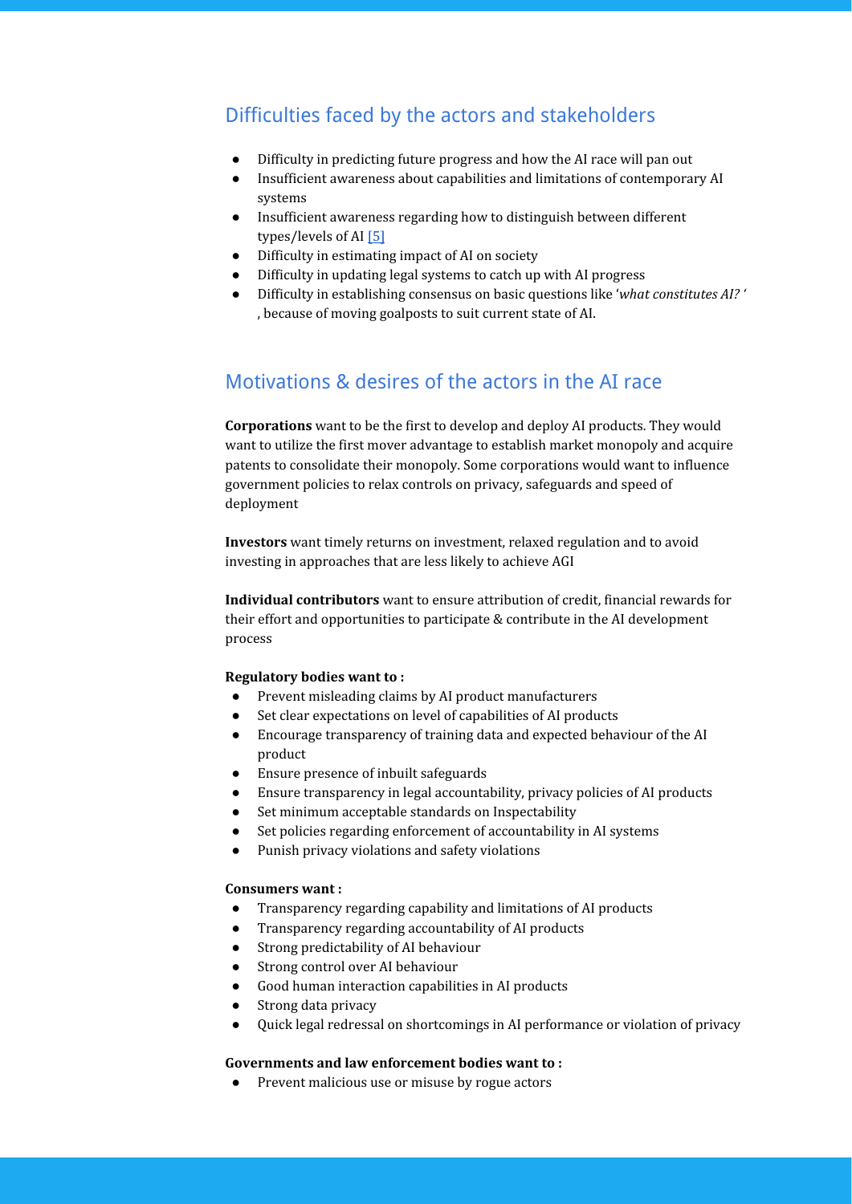## Difficulties faced by the actors and stakeholders

- Difficulty in predicting future progress and how the AI race will pan out
- Insufficient awareness about capabilities and limitations of contemporary AI systems
- Insufficient awareness regarding how to distinguish between different types/levels of AI [5]
- Difficulty in estimating impact of AI on society
- Difficulty in updating legal systems to catch up with AI progress
- Difficulty in establishing consensus on basic questions like '*what constitutes AI?* ' , because of moving goalposts to suit current state of AI.

## Motivations & desires of the actors in the AI race

**Corporations** want to be the first to develop and deploy AI products. They would want to utilize the first mover advantage to establish market monopoly and acquire patents to consolidate their monopoly. Some corporations would want to influence government policies to relax controls on privacy, safeguards and speed of deployment

**Investors** want timely returns on investment, relaxed regulation and to avoid investing in approaches that are less likely to achieve AGI

**Individual contributors** want to ensure attribution of credit, financial rewards for their effort and opportunities to participate & contribute in the AI development process

**Regulatory bodies want to :**

- Prevent misleading claims by AI product manufacturers
- Set clear expectations on level of capabilities of AI products
- Encourage transparency of training data and expected behaviour of the AI product
- Ensure presence of inbuilt safeguards
- Ensure transparency in legal accountability, privacy policies of AI products
- Set minimum acceptable standards on Inspectability
- Set policies regarding enforcement of accountability in AI systems
- Punish privacy violations and safety violations

**Consumers want :**

- Transparency regarding capability and limitations of AI products
- Transparency regarding accountability of AI products
- Strong predictability of AI behaviour
- Strong control over AI behaviour
- Good human interaction capabilities in AI products
- Strong data privacy
- Quick legal redressal on shortcomings in AI performance or violation of privacy

**Governments and law enforcement bodies want to :**

- Prevent malicious use or misuse by rogue actors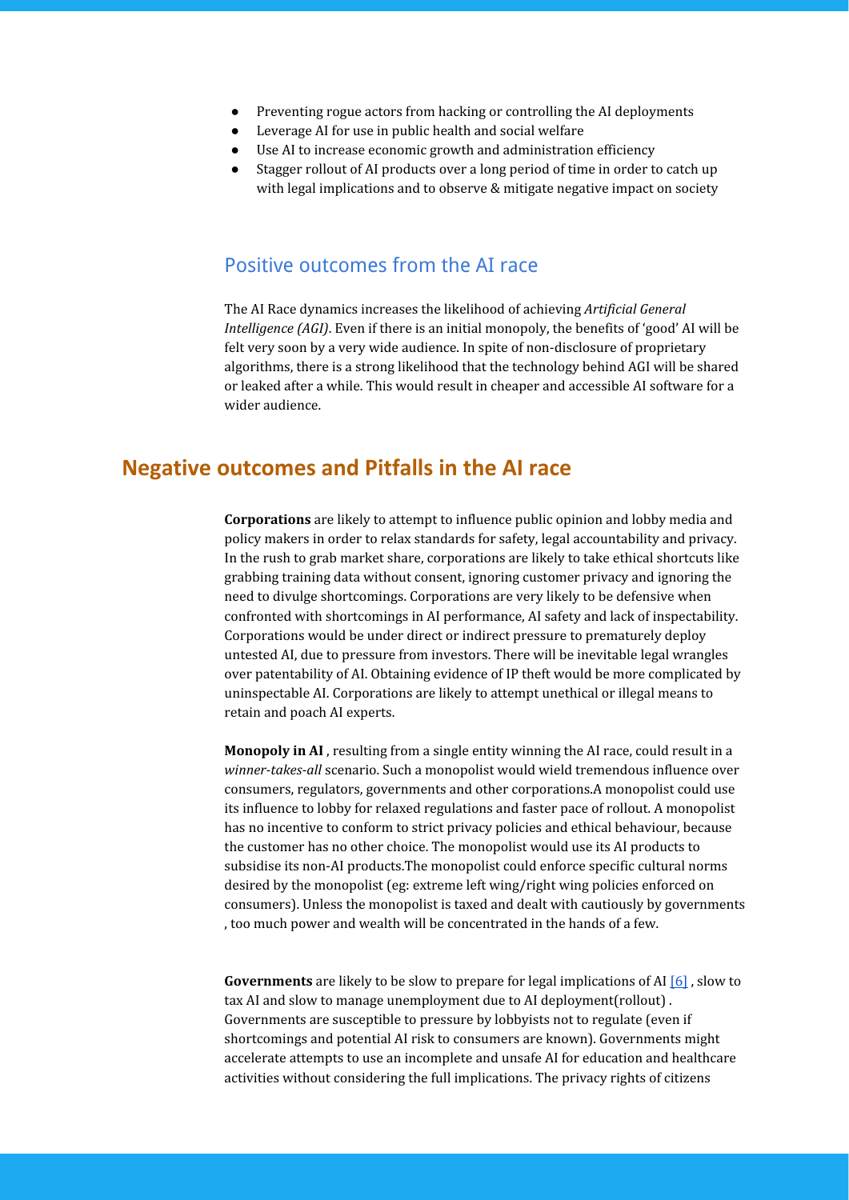- Preventing rogue actors from hacking or controlling the AI deployments
- Leverage AI for use in public health and social welfare
- Use AI to increase economic growth and administration efficiency
- Stagger rollout of AI products over a long period of time in order to catch up with legal implications and to observe & mitigate negative impact on society

### Positive outcomes from the AI race

The AI Race dynamics increases the likelihood of achieving *Artificial General Intelligence (AGI)*. Even if there is an initial monopoly, the benefits of 'good' AI will be felt very soon by a very wide audience. In spite of non-disclosure of proprietary algorithms, there is a strong likelihood that the technology behind AGI will be shared or leaked after a while. This would result in cheaper and accessible AI software for a wider audience.

## Negative outcomes and Pitfalls in the AI race

**Corporations** are likely to attempt to influence public opinion and lobby media and policy makers in order to relax standards for safety, legal accountability and privacy. In the rush to grab market share, corporations are likely to take ethical shortcuts like grabbing training data without consent, ignoring customer privacy and ignoring the need to divulge shortcomings. Corporations are very likely to be defensive when confronted with shortcomings in AI performance, AI safety and lack of inspectability. Corporations would be under direct or indirect pressure to prematurely deploy untested AI, due to pressure from investors. There will be inevitable legal wrangles over patentability of AI. Obtaining evidence of IP theft would be more complicated by uninspectable AI. Corporations are likely to attempt unethical or illegal means to retain and poach AI experts.

**Monopoly in AI** , resulting from a single entity winning the AI race, could result in a *winner-takes-all* scenario. Such a monopolist would wield tremendous influence over consumers, regulators, governments and other corporations.A monopolist could use its influence to lobby for relaxed regulations and faster pace of rollout. A monopolist has no incentive to conform to strict privacy policies and ethical behaviour, because the customer has no other choice. The monopolist would use its AI products to subsidise its non-AI products.The monopolist could enforce specific cultural norms desired by the monopolist (eg: extreme left wing/right wing policies enforced on consumers). Unless the monopolist is taxed and dealt with cautiously by governments , too much power and wealth will be concentrated in the hands of a few.

**Governments** are likely to be slow to prepare for legal implications of AI [6] , slow to tax AI and slow to manage unemployment due to AI deployment(rollout) . Governments are susceptible to pressure by lobbyists not to regulate (even if shortcomings and potential AI risk to consumers are known). Governments might accelerate attempts to use an incomplete and unsafe AI for education and healthcare activities without considering the full implications. The privacy rights of citizens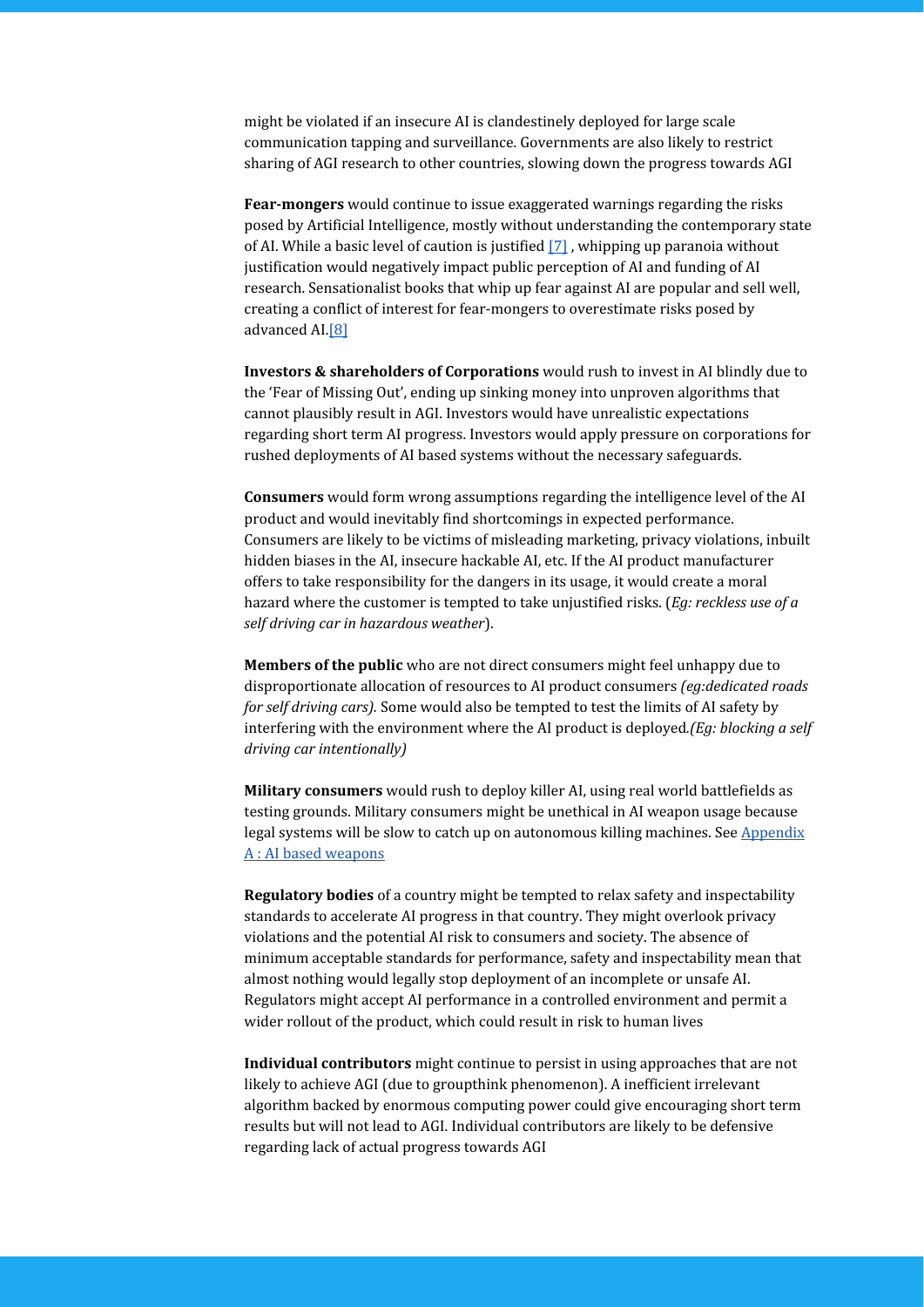might be violated if an insecure AI is clandestinely deployed for large scale communication tapping and surveillance. Governments are also likely to restrict sharing of AGI research to other countries, slowing down the progress towards AGI

**Fear-mongers** would continue to issue exaggerated warnings regarding the risks posed by Artificial Intelligence, mostly without understanding the contemporary state of AI. While a basic level of caution is justified [7] , whipping up paranoia without justification would negatively impact public perception of AI and funding of AI research. Sensationalist books that whip up fear against AI are popular and sell well, creating a conflict of interest for fear-mongers to overestimate risks posed by advanced AI.[8]

**Investors & shareholders of Corporations** would rush to invest in AI blindly due to the 'Fear of Missing Out', ending up sinking money into unproven algorithms that cannot plausibly result in AGI. Investors would have unrealistic expectations regarding short term AI progress. Investors would apply pressure on corporations for rushed deployments of AI based systems without the necessary safeguards.

**Consumers** would form wrong assumptions regarding the intelligence level of the AI product and would inevitably find shortcomings in expected performance. Consumers are likely to be victims of misleading marketing, privacy violations, inbuilt hidden biases in the AI, insecure hackable AI, etc. If the AI product manufacturer offers to take responsibility for the dangers in its usage, it would create a moral hazard where the customer is tempted to take unjustified risks. (*Eg: reckless use of a self driving car in hazardous weather*).

**Members of the public** who are not direct consumers might feel unhappy due to disproportionate allocation of resources to AI product consumers *(eg:dedicated roads for self driving cars).* Some would also be tempted to test the limits of AI safety by interfering with the environment where the AI product is deployed*.(Eg: blocking a self driving car intentionally)*

**Military consumers** would rush to deploy killer AI, using real world battlefields as testing grounds. Military consumers might be unethical in AI weapon usage because legal systems will be slow to catch up on autonomous killing machines. See Appendix A : AI based weapons

**Regulatory bodies** of a country might be tempted to relax safety and inspectability standards to accelerate AI progress in that country. They might overlook privacy violations and the potential AI risk to consumers and society. The absence of minimum acceptable standards for performance, safety and inspectability mean that almost nothing would legally stop deployment of an incomplete or unsafe AI. Regulators might accept AI performance in a controlled environment and permit a wider rollout of the product, which could result in risk to human lives

**Individual contributors** might continue to persist in using approaches that are not likely to achieve AGI (due to groupthink phenomenon). A inefficient irrelevant algorithm backed by enormous computing power could give encouraging short term results but will not lead to AGI. Individual contributors are likely to be defensive regarding lack of actual progress towards AGI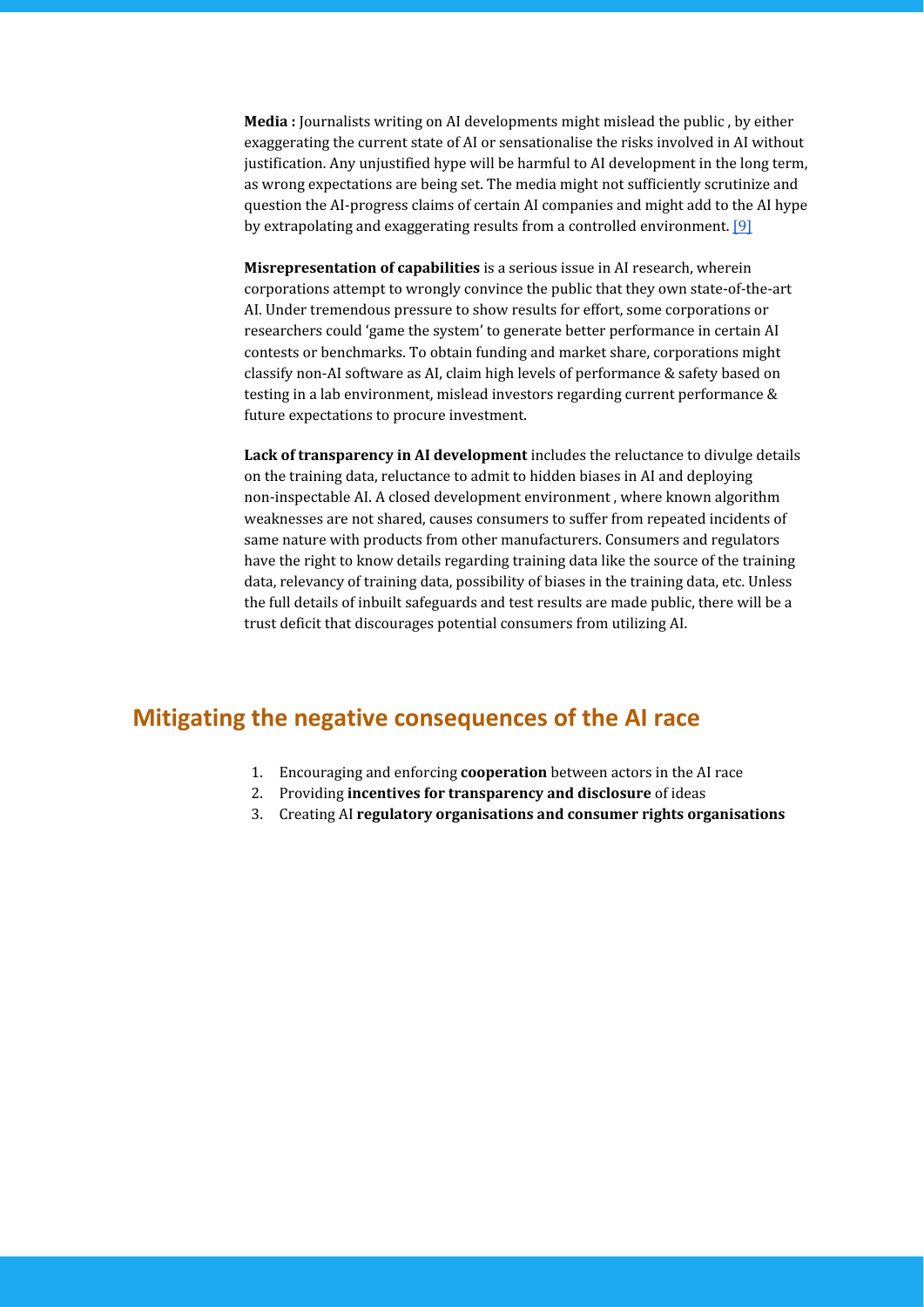**Media :** Journalists writing on AI developments might mislead the public , by either exaggerating the current state of AI or sensationalise the risks involved in AI without justification. Any unjustified hype will be harmful to AI development in the long term, as wrong expectations are being set. The media might not sufficiently scrutinize and question the AI-progress claims of certain AI companies and might add to the AI hype by extrapolating and exaggerating results from a controlled environment. [9]

**Misrepresentation of capabilities** is a serious issue in AI research, wherein corporations attempt to wrongly convince the public that they own state-of-the-art AI. Under tremendous pressure to show results for effort, some corporations or researchers could 'game the system' to generate better performance in certain AI contests or benchmarks. To obtain funding and market share, corporations might classify non-AI software as AI, claim high levels of performance & safety based on testing in a lab environment, mislead investors regarding current performance & future expectations to procure investment.

**Lack of transparency in AI development** includes the reluctance to divulge details on the training data, reluctance to admit to hidden biases in AI and deploying non-inspectable AI. A closed development environment , where known algorithm weaknesses are not shared, causes consumers to suffer from repeated incidents of same nature with products from other manufacturers. Consumers and regulators have the right to know details regarding training data like the source of the training data, relevancy of training data, possibility of biases in the training data, etc. Unless the full details of inbuilt safeguards and test results are made public, there will be a trust deficit that discourages potential consumers from utilizing AI.

## Mitigating the negative consequences of the AI race

1. Encouraging and enforcing **cooperation** between actors in the AI race
2. Providing **incentives for transparency and disclosure** of ideas
3. Creating AI **regulatory organisations and consumer rights organisations**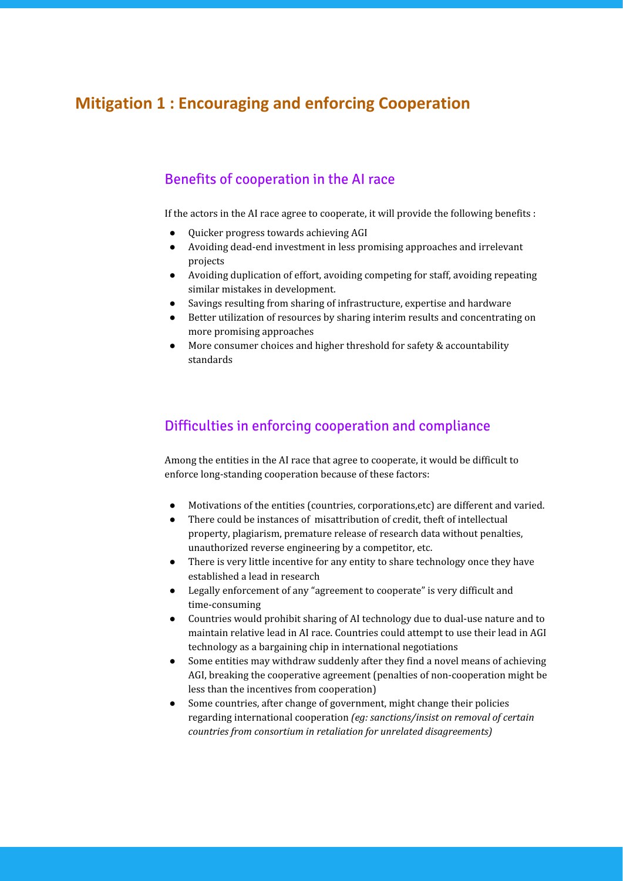## Mitigation 1 : Encouraging and enforcing Cooperation

### Benefits of cooperation in the AI race

If the actors in the AI race agree to cooperate, it will provide the following benefits :

- Quicker progress towards achieving AGI
- Avoiding dead-end investment in less promising approaches and irrelevant projects
- Avoiding duplication of effort, avoiding competing for staff, avoiding repeating similar mistakes in development.
- Savings resulting from sharing of infrastructure, expertise and hardware
- Better utilization of resources by sharing interim results and concentrating on more promising approaches
- More consumer choices and higher threshold for safety & accountability standards

### Difficulties in enforcing cooperation and compliance

Among the entities in the AI race that agree to cooperate, it would be difficult to enforce long-standing cooperation because of these factors:

- Motivations of the entities (countries, corporations,etc) are different and varied.
- There could be instances of misattribution of credit, theft of intellectual property, plagiarism, premature release of research data without penalties, unauthorized reverse engineering by a competitor, etc.
- There is very little incentive for any entity to share technology once they have established a lead in research
- Legally enforcement of any "agreement to cooperate" is very difficult and time-consuming
- Countries would prohibit sharing of AI technology due to dual-use nature and to maintain relative lead in AI race. Countries could attempt to use their lead in AGI technology as a bargaining chip in international negotiations
- Some entities may withdraw suddenly after they find a novel means of achieving AGI, breaking the cooperative agreement (penalties of non-cooperation might be less than the incentives from cooperation)
- Some countries, after change of government, might change their policies regarding international cooperation *(eg: sanctions/insist on removal of certain countries from consortium in retaliation for unrelated disagreements)*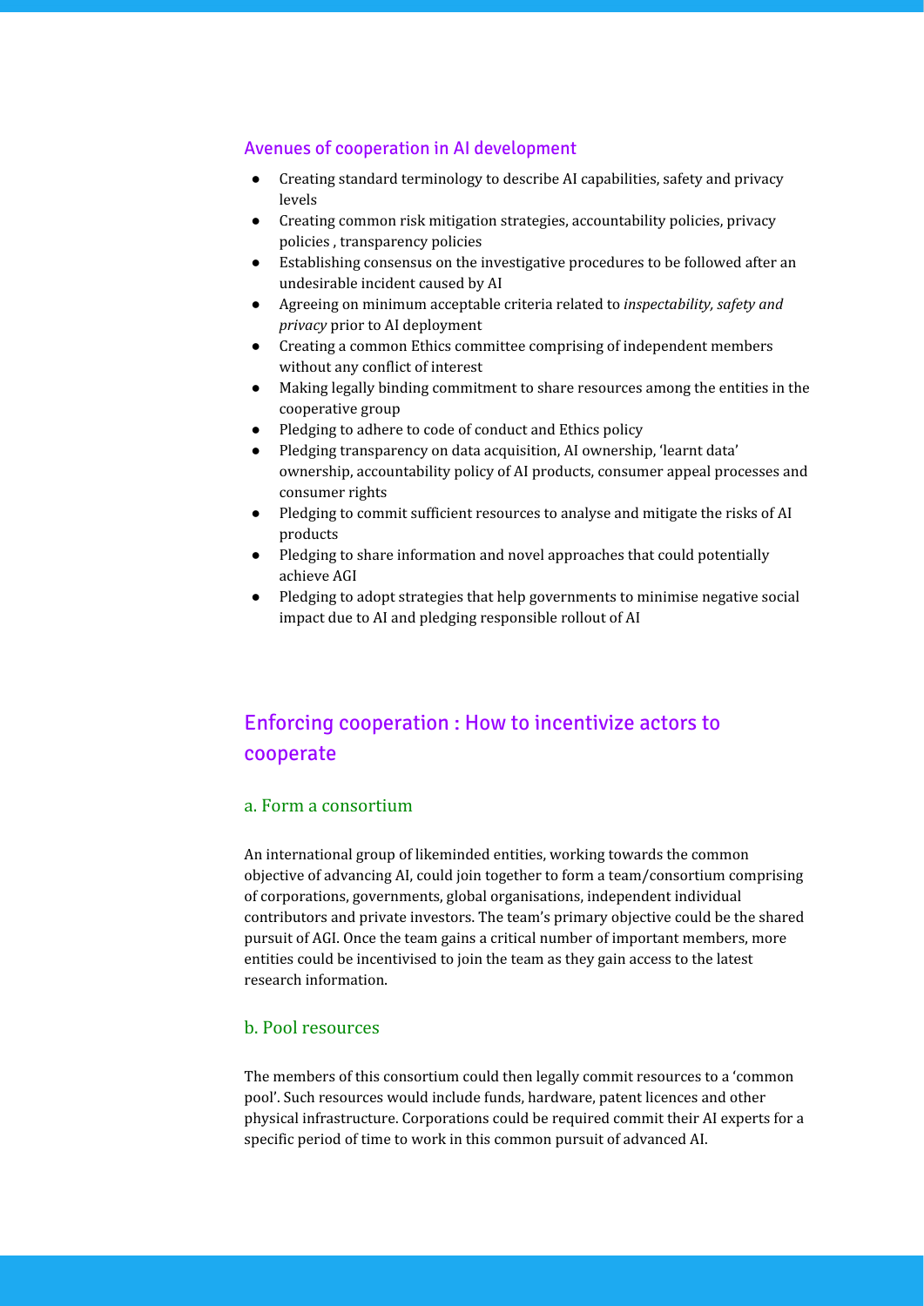### Avenues of cooperation in AI development

- Creating standard terminology to describe AI capabilities, safety and privacy levels
- Creating common risk mitigation strategies, accountability policies, privacy policies , transparency policies
- Establishing consensus on the investigative procedures to be followed after an undesirable incident caused by AI
- Agreeing on minimum acceptable criteria related to *inspectability, safety and privacy* prior to AI deployment
- Creating a common Ethics committee comprising of independent members without any conflict of interest
- Making legally binding commitment to share resources among the entities in the cooperative group
- Pledging to adhere to code of conduct and Ethics policy
- Pledging transparency on data acquisition, AI ownership, 'learnt data' ownership, accountability policy of AI products, consumer appeal processes and consumer rights
- Pledging to commit sufficient resources to analyse and mitigate the risks of AI products
- Pledging to share information and novel approaches that could potentially achieve AGI
- Pledging to adopt strategies that help governments to minimise negative social impact due to AI and pledging responsible rollout of AI

## Enforcing cooperation : How to incentivize actors to cooperate

### a. Form a consortium

An international group of likeminded entities, working towards the common objective of advancing AI, could join together to form a team/consortium comprising of corporations, governments, global organisations, independent individual contributors and private investors. The team's primary objective could be the shared pursuit of AGI. Once the team gains a critical number of important members, more entities could be incentivised to join the team as they gain access to the latest research information.

### b. Pool resources

The members of this consortium could then legally commit resources to a 'common pool'. Such resources would include funds, hardware, patent licences and other physical infrastructure. Corporations could be required commit their AI experts for a specific period of time to work in this common pursuit of advanced AI.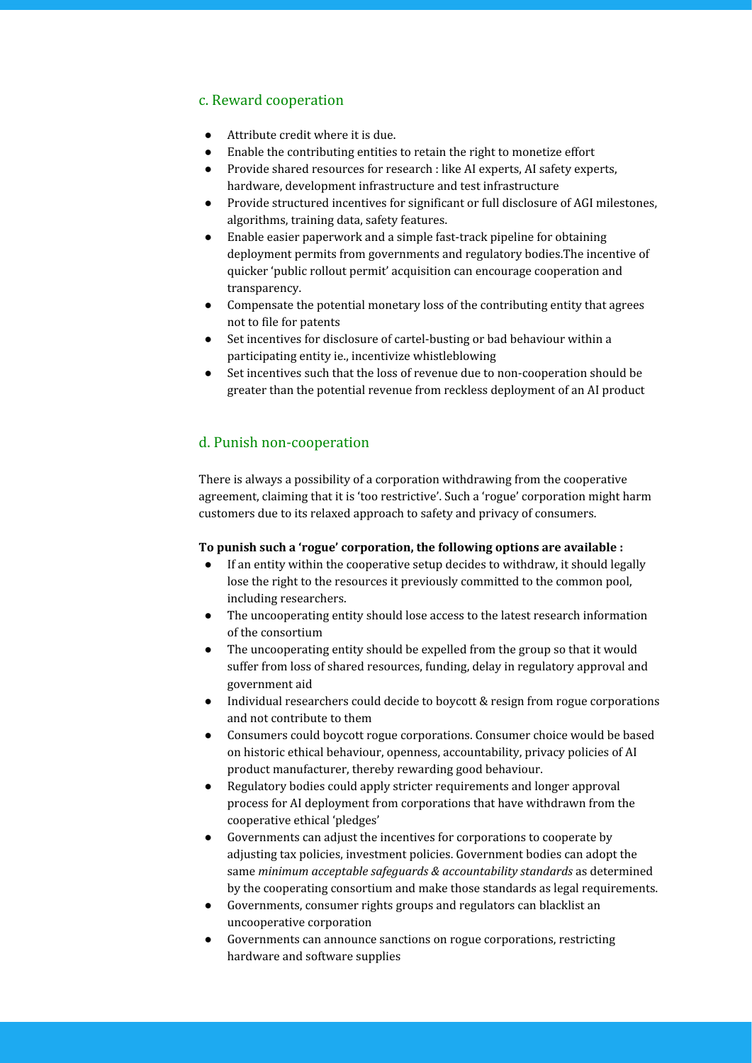### c. Reward cooperation

- Attribute credit where it is due.
- Enable the contributing entities to retain the right to monetize effort
- Provide shared resources for research : like AI experts, AI safety experts, hardware, development infrastructure and test infrastructure
- Provide structured incentives for significant or full disclosure of AGI milestones, algorithms, training data, safety features.
- Enable easier paperwork and a simple fast-track pipeline for obtaining deployment permits from governments and regulatory bodies.The incentive of quicker 'public rollout permit' acquisition can encourage cooperation and transparency.
- Compensate the potential monetary loss of the contributing entity that agrees not to file for patents
- Set incentives for disclosure of cartel-busting or bad behaviour within a participating entity ie., incentivize whistleblowing
- Set incentives such that the loss of revenue due to non-cooperation should be greater than the potential revenue from reckless deployment of an AI product

### d. Punish non-cooperation

There is always a possibility of a corporation withdrawing from the cooperative agreement, claiming that it is 'too restrictive'. Such a 'rogue' corporation might harm customers due to its relaxed approach to safety and privacy of consumers.

**To punish such a 'rogue' corporation, the following options are available :**

- If an entity within the cooperative setup decides to withdraw, it should legally lose the right to the resources it previously committed to the common pool, including researchers.
- The uncooperating entity should lose access to the latest research information of the consortium
- The uncooperating entity should be expelled from the group so that it would suffer from loss of shared resources, funding, delay in regulatory approval and government aid
- Individual researchers could decide to boycott & resign from rogue corporations and not contribute to them
- Consumers could boycott rogue corporations. Consumer choice would be based on historic ethical behaviour, openness, accountability, privacy policies of AI product manufacturer, thereby rewarding good behaviour.
- Regulatory bodies could apply stricter requirements and longer approval process for AI deployment from corporations that have withdrawn from the cooperative ethical 'pledges'
- Governments can adjust the incentives for corporations to cooperate by adjusting tax policies, investment policies. Government bodies can adopt the same *minimum acceptable safeguards & accountability standards* as determined by the cooperating consortium and make those standards as legal requirements.
- Governments, consumer rights groups and regulators can blacklist an uncooperative corporation
- Governments can announce sanctions on rogue corporations, restricting hardware and software supplies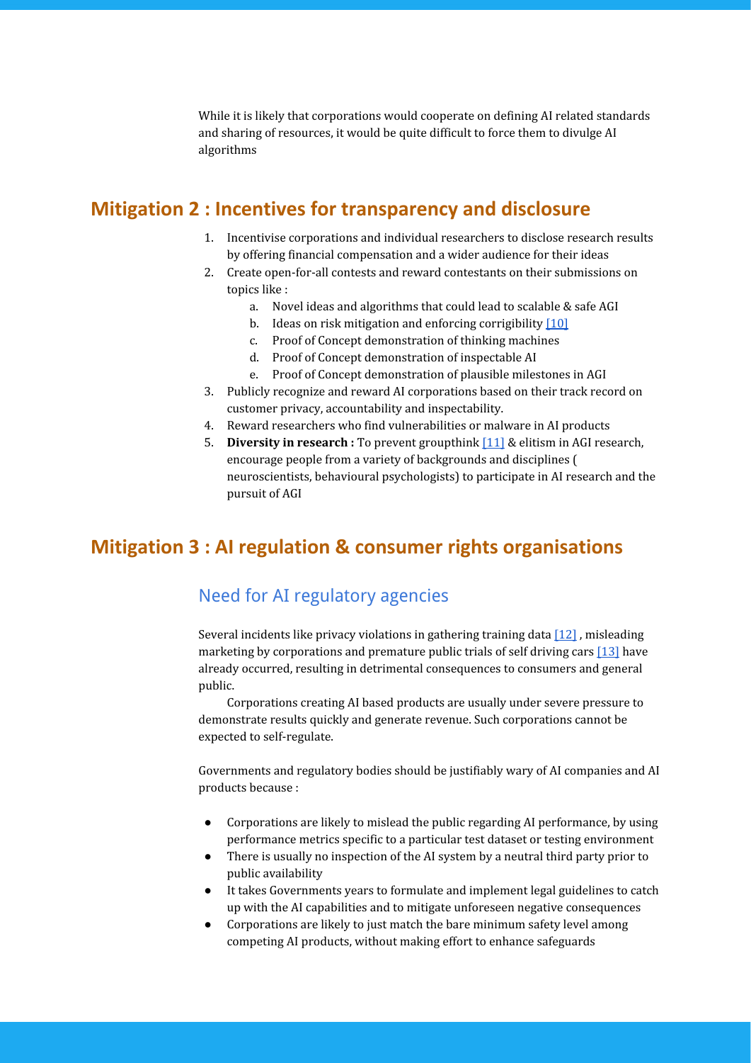While it is likely that corporations would cooperate on defining AI related standards and sharing of resources, it would be quite difficult to force them to divulge AI algorithms

## Mitigation 2 : Incentives for transparency and disclosure

1. Incentivise corporations and individual researchers to disclose research results by offering financial compensation and a wider audience for their ideas
2. Create open-for-all contests and reward contestants on their submissions on topics like :
   a. Novel ideas and algorithms that could lead to scalable & safe AGI
   b. Ideas on risk mitigation and enforcing corrigibility [10]
   c. Proof of Concept demonstration of thinking machines
   d. Proof of Concept demonstration of inspectable AI
   e. Proof of Concept demonstration of plausible milestones in AGI
3. Publicly recognize and reward AI corporations based on their track record on customer privacy, accountability and inspectability.
4. Reward researchers who find vulnerabilities or malware in AI products
5. **Diversity in research :** To prevent groupthink [11] & elitism in AGI research, encourage people from a variety of backgrounds and disciplines ( neuroscientists, behavioural psychologists) to participate in AI research and the pursuit of AGI

## Mitigation 3 : AI regulation & consumer rights organisations

### Need for AI regulatory agencies

Several incidents like privacy violations in gathering training data [12] , misleading marketing by corporations and premature public trials of self driving cars [13] have already occurred, resulting in detrimental consequences to consumers and general public.

Corporations creating AI based products are usually under severe pressure to demonstrate results quickly and generate revenue. Such corporations cannot be expected to self-regulate.

Governments and regulatory bodies should be justifiably wary of AI companies and AI products because :

- Corporations are likely to mislead the public regarding AI performance, by using performance metrics specific to a particular test dataset or testing environment
- There is usually no inspection of the AI system by a neutral third party prior to public availability
- It takes Governments years to formulate and implement legal guidelines to catch up with the AI capabilities and to mitigate unforeseen negative consequences
- Corporations are likely to just match the bare minimum safety level among competing AI products, without making effort to enhance safeguards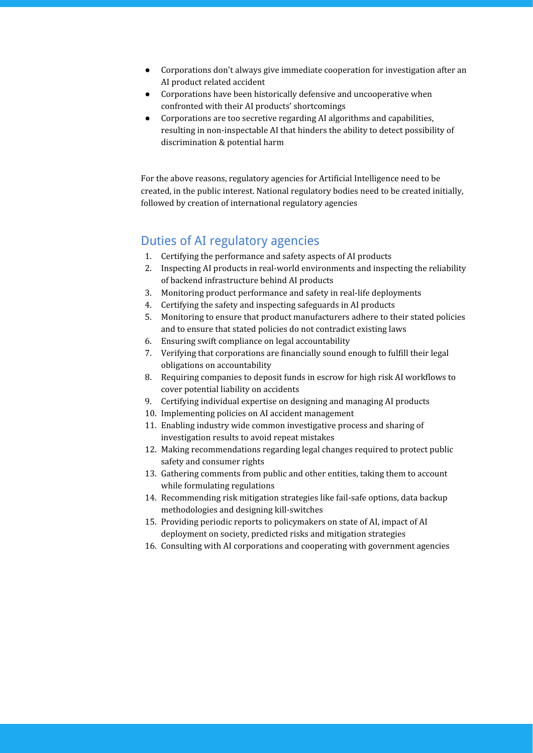- Corporations don't always give immediate cooperation for investigation after an AI product related accident
- Corporations have been historically defensive and uncooperative when confronted with their AI products' shortcomings
- Corporations are too secretive regarding AI algorithms and capabilities, resulting in non-inspectable AI that hinders the ability to detect possibility of discrimination & potential harm

For the above reasons, regulatory agencies for Artificial Intelligence need to be created, in the public interest. National regulatory bodies need to be created initially, followed by creation of international regulatory agencies

## Duties of AI regulatory agencies

1. Certifying the performance and safety aspects of AI products
2. Inspecting AI products in real-world environments and inspecting the reliability of backend infrastructure behind AI products
3. Monitoring product performance and safety in real-life deployments
4. Certifying the safety and inspecting safeguards in AI products
5. Monitoring to ensure that product manufacturers adhere to their stated policies and to ensure that stated policies do not contradict existing laws
6. Ensuring swift compliance on legal accountability
7. Verifying that corporations are financially sound enough to fulfill their legal obligations on accountability
8. Requiring companies to deposit funds in escrow for high risk AI workflows to cover potential liability on accidents
9. Certifying individual expertise on designing and managing AI products
10. Implementing policies on AI accident management
11. Enabling industry wide common investigative process and sharing of investigation results to avoid repeat mistakes
12. Making recommendations regarding legal changes required to protect public safety and consumer rights
13. Gathering comments from public and other entities, taking them to account while formulating regulations
14. Recommending risk mitigation strategies like fail-safe options, data backup methodologies and designing kill-switches
15. Providing periodic reports to policymakers on state of AI, impact of AI deployment on society, predicted risks and mitigation strategies
16. Consulting with AI corporations and cooperating with government agencies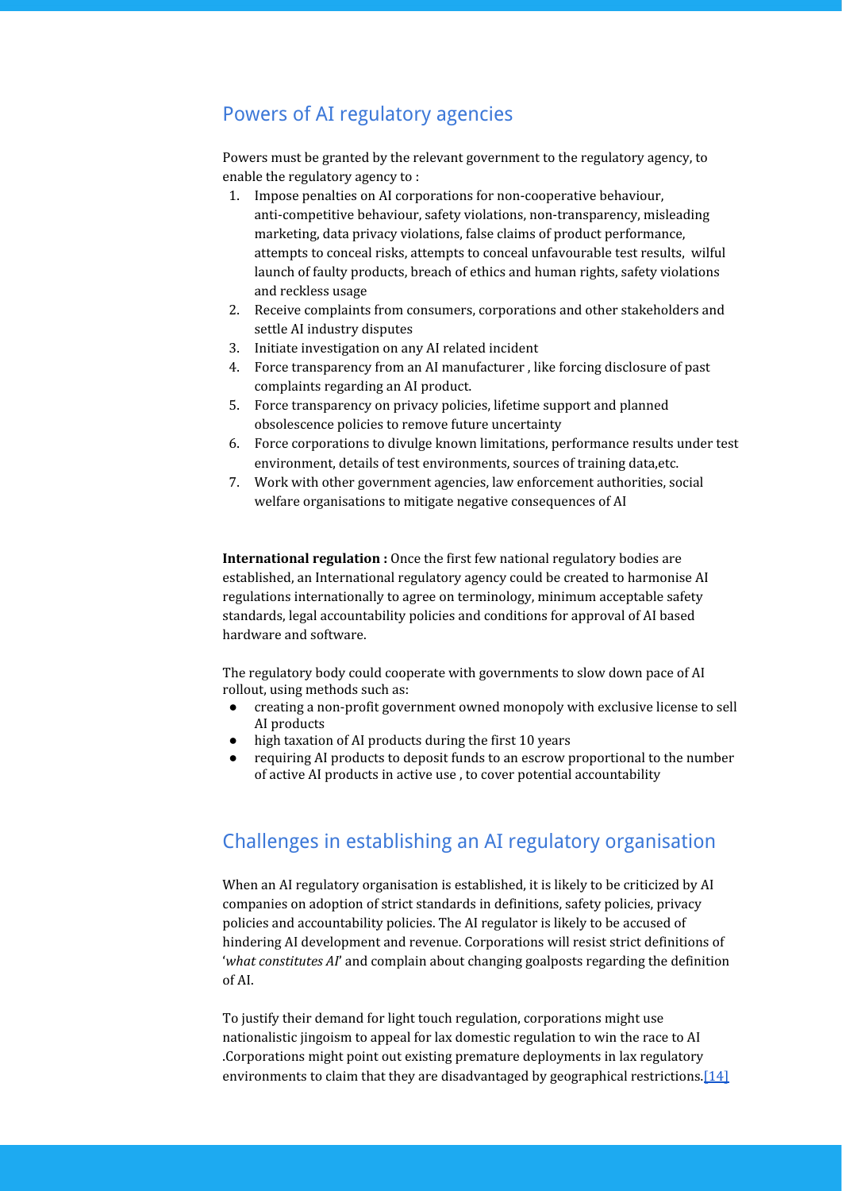## Powers of AI regulatory agencies

Powers must be granted by the relevant government to the regulatory agency, to enable the regulatory agency to :

1. Impose penalties on AI corporations for non-cooperative behaviour, anti-competitive behaviour, safety violations, non-transparency, misleading marketing, data privacy violations, false claims of product performance, attempts to conceal risks, attempts to conceal unfavourable test results, wilful launch of faulty products, breach of ethics and human rights, safety violations and reckless usage
2. Receive complaints from consumers, corporations and other stakeholders and settle AI industry disputes
3. Initiate investigation on any AI related incident
4. Force transparency from an AI manufacturer , like forcing disclosure of past complaints regarding an AI product.
5. Force transparency on privacy policies, lifetime support and planned obsolescence policies to remove future uncertainty
6. Force corporations to divulge known limitations, performance results under test environment, details of test environments, sources of training data,etc.
7. Work with other government agencies, law enforcement authorities, social welfare organisations to mitigate negative consequences of AI

**International regulation :** Once the first few national regulatory bodies are established, an International regulatory agency could be created to harmonise AI regulations internationally to agree on terminology, minimum acceptable safety standards, legal accountability policies and conditions for approval of AI based hardware and software.

The regulatory body could cooperate with governments to slow down pace of AI rollout, using methods such as:

- creating a non-profit government owned monopoly with exclusive license to sell AI products
- high taxation of AI products during the first 10 years
- requiring AI products to deposit funds to an escrow proportional to the number of active AI products in active use , to cover potential accountability

## Challenges in establishing an AI regulatory organisation

When an AI regulatory organisation is established, it is likely to be criticized by AI companies on adoption of strict standards in definitions, safety policies, privacy policies and accountability policies. The AI regulator is likely to be accused of hindering AI development and revenue. Corporations will resist strict definitions of '*what constitutes AI*' and complain about changing goalposts regarding the definition of AI.

To justify their demand for light touch regulation, corporations might use nationalistic jingoism to appeal for lax domestic regulation to win the race to AI .Corporations might point out existing premature deployments in lax regulatory environments to claim that they are disadvantaged by geographical restrictions.[14]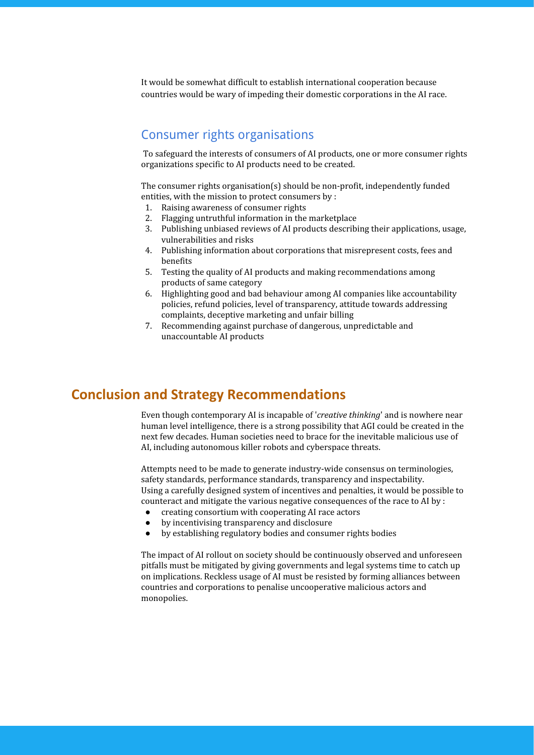It would be somewhat difficult to establish international cooperation because countries would be wary of impeding their domestic corporations in the AI race.

### Consumer rights organisations

To safeguard the interests of consumers of AI products, one or more consumer rights organizations specific to AI products need to be created.

The consumer rights organisation(s) should be non-profit, independently funded entities, with the mission to protect consumers by :

1. Raising awareness of consumer rights
2. Flagging untruthful information in the marketplace
3. Publishing unbiased reviews of AI products describing their applications, usage, vulnerabilities and risks
4. Publishing information about corporations that misrepresent costs, fees and benefits
5. Testing the quality of AI products and making recommendations among products of same category
6. Highlighting good and bad behaviour among AI companies like accountability policies, refund policies, level of transparency, attitude towards addressing complaints, deceptive marketing and unfair billing
7. Recommending against purchase of dangerous, unpredictable and unaccountable AI products

## Conclusion and Strategy Recommendations

Even though contemporary AI is incapable of '*creative thinking*' and is nowhere near human level intelligence, there is a strong possibility that AGI could be created in the next few decades. Human societies need to brace for the inevitable malicious use of AI, including autonomous killer robots and cyberspace threats.

Attempts need to be made to generate industry-wide consensus on terminologies, safety standards, performance standards, transparency and inspectability.
Using a carefully designed system of incentives and penalties, it would be possible to counteract and mitigate the various negative consequences of the race to AI by :

- creating consortium with cooperating AI race actors
- by incentivising transparency and disclosure
- by establishing regulatory bodies and consumer rights bodies

The impact of AI rollout on society should be continuously observed and unforeseen pitfalls must be mitigated by giving governments and legal systems time to catch up on implications. Reckless usage of AI must be resisted by forming alliances between countries and corporations to penalise uncooperative malicious actors and monopolies.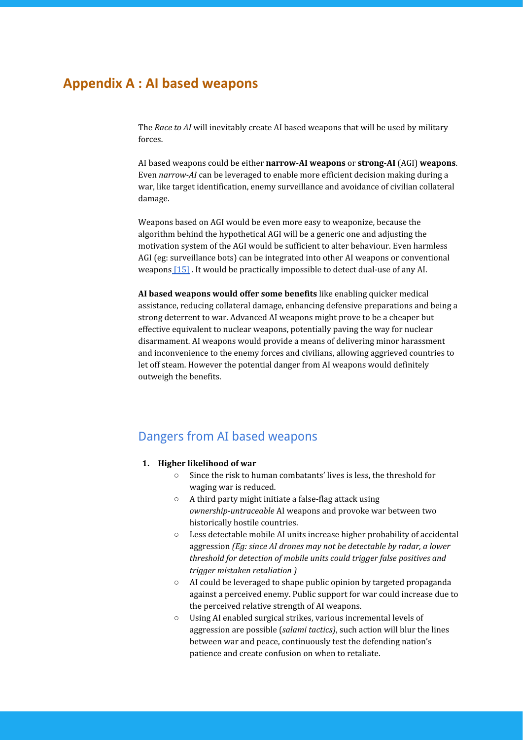# Appendix A : AI based weapons

The *Race to AI* will inevitably create AI based weapons that will be used by military forces.

AI based weapons could be either **narrow-AI weapons** or **strong-AI** (AGI) **weapons**. Even *narrow-AI* can be leveraged to enable more efficient decision making during a war, like target identification, enemy surveillance and avoidance of civilian collateral damage.

Weapons based on AGI would be even more easy to weaponize, because the algorithm behind the hypothetical AGI will be a generic one and adjusting the motivation system of the AGI would be sufficient to alter behaviour. Even harmless AGI (eg: surveillance bots) can be integrated into other AI weapons or conventional weapons [15] . It would be practically impossible to detect dual-use of any AI.

**AI based weapons would offer some benefits** like enabling quicker medical assistance, reducing collateral damage, enhancing defensive preparations and being a strong deterrent to war. Advanced AI weapons might prove to be a cheaper but effective equivalent to nuclear weapons, potentially paving the way for nuclear disarmament. AI weapons would provide a means of delivering minor harassment and inconvenience to the enemy forces and civilians, allowing aggrieved countries to let off steam. However the potential danger from AI weapons would definitely outweigh the benefits.

## Dangers from AI based weapons

1. **Higher likelihood of war**
   - Since the risk to human combatants' lives is less, the threshold for waging war is reduced.
   - A third party might initiate a false-flag attack using *ownership-untraceable* AI weapons and provoke war between two historically hostile countries.
   - Less detectable mobile AI units increase higher probability of accidental aggression *(Eg: since AI drones may not be detectable by radar, a lower threshold for detection of mobile units could trigger false positives and trigger mistaken retaliation )*
   - AI could be leveraged to shape public opinion by targeted propaganda against a perceived enemy. Public support for war could increase due to the perceived relative strength of AI weapons.
   - Using AI enabled surgical strikes, various incremental levels of aggression are possible (*salami tactics)*, such action will blur the lines between war and peace, continuously test the defending nation's patience and create confusion on when to retaliate.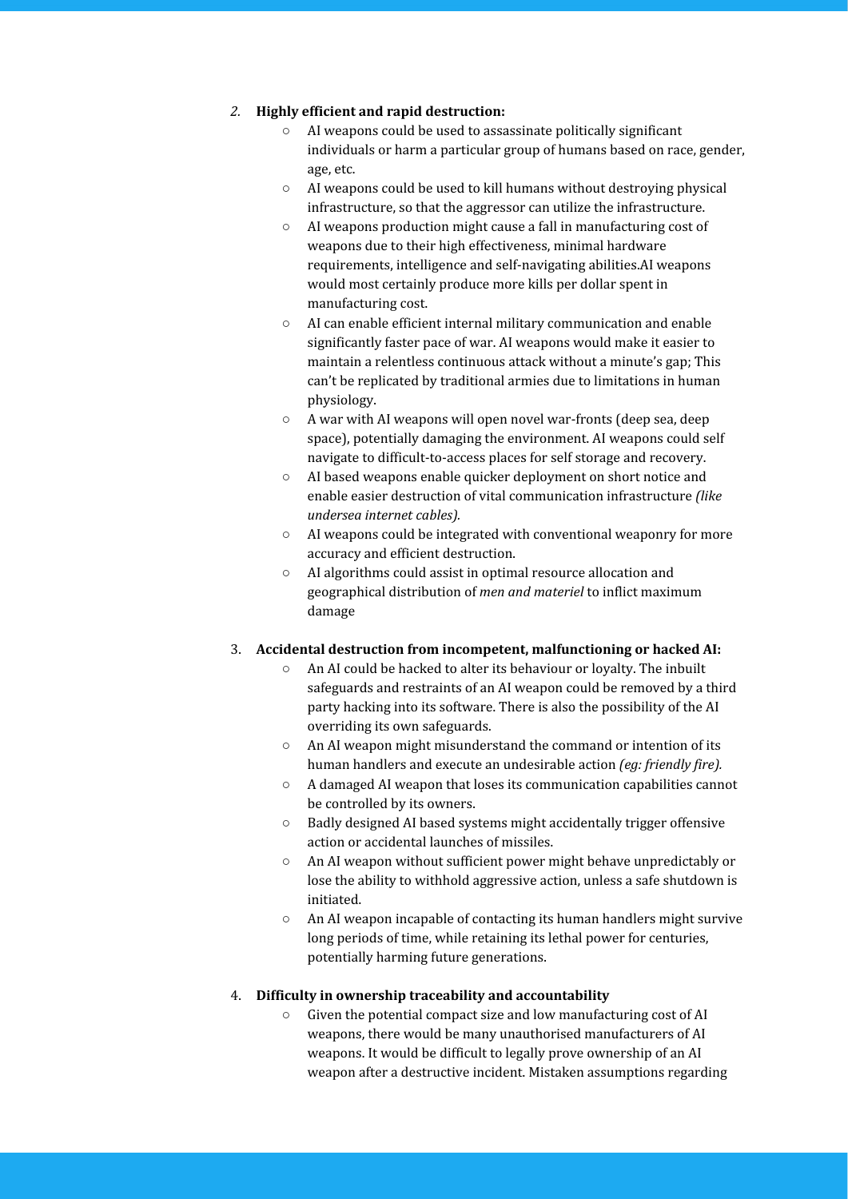2. **Highly efficient and rapid destruction:**
    - AI weapons could be used to assassinate politically significant individuals or harm a particular group of humans based on race, gender, age, etc.
    - AI weapons could be used to kill humans without destroying physical infrastructure, so that the aggressor can utilize the infrastructure.
    - AI weapons production might cause a fall in manufacturing cost of weapons due to their high effectiveness, minimal hardware requirements, intelligence and self-navigating abilities.AI weapons would most certainly produce more kills per dollar spent in manufacturing cost.
    - AI can enable efficient internal military communication and enable significantly faster pace of war. AI weapons would make it easier to maintain a relentless continuous attack without a minute's gap; This can't be replicated by traditional armies due to limitations in human physiology.
    - A war with AI weapons will open novel war-fronts (deep sea, deep space), potentially damaging the environment. AI weapons could self navigate to difficult-to-access places for self storage and recovery.
    - AI based weapons enable quicker deployment on short notice and enable easier destruction of vital communication infrastructure *(like undersea internet cables).*
    - AI weapons could be integrated with conventional weaponry for more accuracy and efficient destruction.
    - AI algorithms could assist in optimal resource allocation and geographical distribution of *men and materiel* to inflict maximum damage

3. **Accidental destruction from incompetent, malfunctioning or hacked AI:**
    - An AI could be hacked to alter its behaviour or loyalty. The inbuilt safeguards and restraints of an AI weapon could be removed by a third party hacking into its software. There is also the possibility of the AI overriding its own safeguards.
    - An AI weapon might misunderstand the command or intention of its human handlers and execute an undesirable action *(eg: friendly fire).*
    - A damaged AI weapon that loses its communication capabilities cannot be controlled by its owners.
    - Badly designed AI based systems might accidentally trigger offensive action or accidental launches of missiles.
    - An AI weapon without sufficient power might behave unpredictably or lose the ability to withhold aggressive action, unless a safe shutdown is initiated.
    - An AI weapon incapable of contacting its human handlers might survive long periods of time, while retaining its lethal power for centuries, potentially harming future generations.

4. **Difficulty in ownership traceability and accountability**
    - Given the potential compact size and low manufacturing cost of AI weapons, there would be many unauthorised manufacturers of AI weapons. It would be difficult to legally prove ownership of an AI weapon after a destructive incident. Mistaken assumptions regarding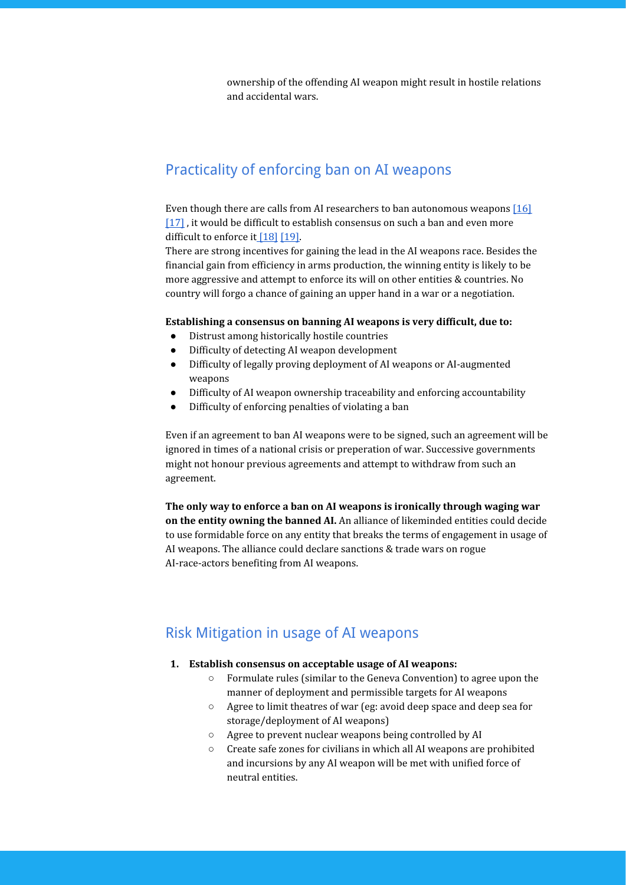ownership of the offending AI weapon might result in hostile relations and accidental wars.

## Practicality of enforcing ban on AI weapons

Even though there are calls from AI researchers to ban autonomous weapons [16] [17] , it would be difficult to establish consensus on such a ban and even more difficult to enforce it [18] [19].

There are strong incentives for gaining the lead in the AI weapons race. Besides the financial gain from efficiency in arms production, the winning entity is likely to be more aggressive and attempt to enforce its will on other entities & countries. No country will forgo a chance of gaining an upper hand in a war or a negotiation.

**Establishing a consensus on banning AI weapons is very difficult, due to:**

- Distrust among historically hostile countries
- Difficulty of detecting AI weapon development
- Difficulty of legally proving deployment of AI weapons or AI-augmented weapons
- Difficulty of AI weapon ownership traceability and enforcing accountability
- Difficulty of enforcing penalties of violating a ban

Even if an agreement to ban AI weapons were to be signed, such an agreement will be ignored in times of a national crisis or preperation of war. Successive governments might not honour previous agreements and attempt to withdraw from such an agreement.

**The only way to enforce a ban on AI weapons is ironically through waging war on the entity owning the banned AI.** An alliance of likeminded entities could decide to use formidable force on any entity that breaks the terms of engagement in usage of AI weapons. The alliance could declare sanctions & trade wars on rogue AI-race-actors benefiting from AI weapons.

## Risk Mitigation in usage of AI weapons

1. **Establish consensus on acceptable usage of AI weapons:**
   - Formulate rules (similar to the Geneva Convention) to agree upon the manner of deployment and permissible targets for AI weapons
   - Agree to limit theatres of war (eg: avoid deep space and deep sea for storage/deployment of AI weapons)
   - Agree to prevent nuclear weapons being controlled by AI
   - Create safe zones for civilians in which all AI weapons are prohibited and incursions by any AI weapon will be met with unified force of neutral entities.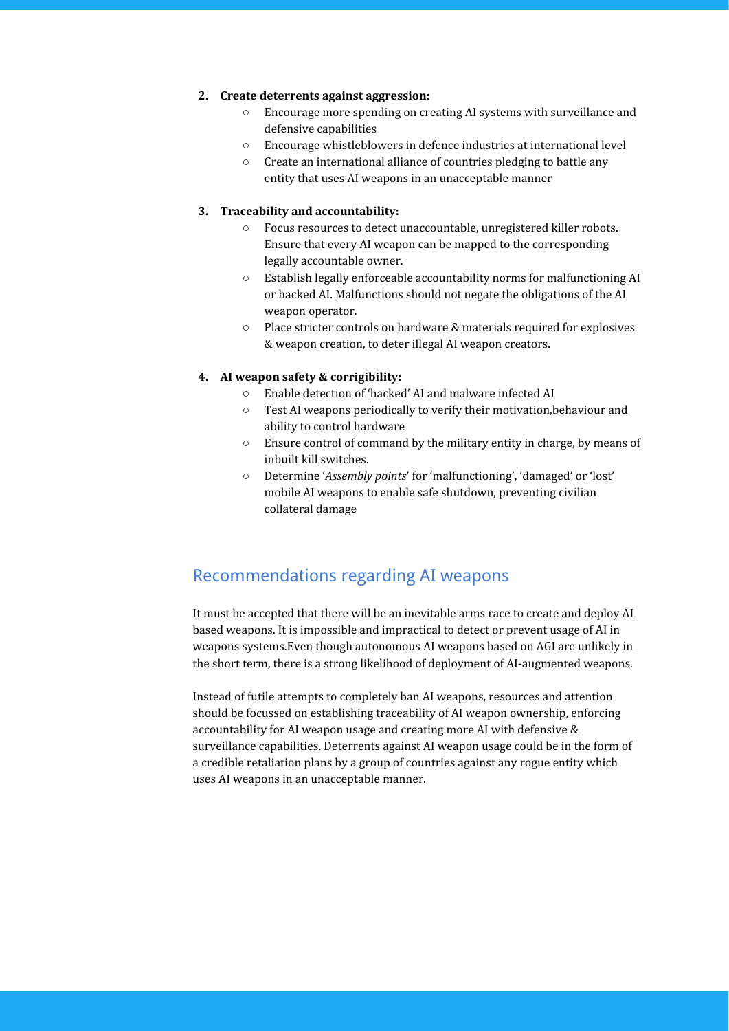2. **Create deterrents against aggression:**
    - Encourage more spending on creating AI systems with surveillance and defensive capabilities
    - Encourage whistleblowers in defence industries at international level
    - Create an international alliance of countries pledging to battle any entity that uses AI weapons in an unacceptable manner

3. **Traceability and accountability:**
    - Focus resources to detect unaccountable, unregistered killer robots. Ensure that every AI weapon can be mapped to the corresponding legally accountable owner.
    - Establish legally enforceable accountability norms for malfunctioning AI or hacked AI. Malfunctions should not negate the obligations of the AI weapon operator.
    - Place stricter controls on hardware & materials required for explosives & weapon creation, to deter illegal AI weapon creators.

4. **AI weapon safety & corrigibility:**
    - Enable detection of 'hacked' AI and malware infected AI
    - Test AI weapons periodically to verify their motivation,behaviour and ability to control hardware
    - Ensure control of command by the military entity in charge, by means of inbuilt kill switches.
    - Determine '*Assembly points*' for 'malfunctioning', 'damaged' or 'lost' mobile AI weapons to enable safe shutdown, preventing civilian collateral damage

## Recommendations regarding AI weapons

It must be accepted that there will be an inevitable arms race to create and deploy AI based weapons. It is impossible and impractical to detect or prevent usage of AI in weapons systems.Even though autonomous AI weapons based on AGI are unlikely in the short term, there is a strong likelihood of deployment of AI-augmented weapons.

Instead of futile attempts to completely ban AI weapons, resources and attention should be focussed on establishing traceability of AI weapon ownership, enforcing accountability for AI weapon usage and creating more AI with defensive & surveillance capabilities. Deterrents against AI weapon usage could be in the form of a credible retaliation plans by a group of countries against any rogue entity which uses AI weapons in an unacceptable manner.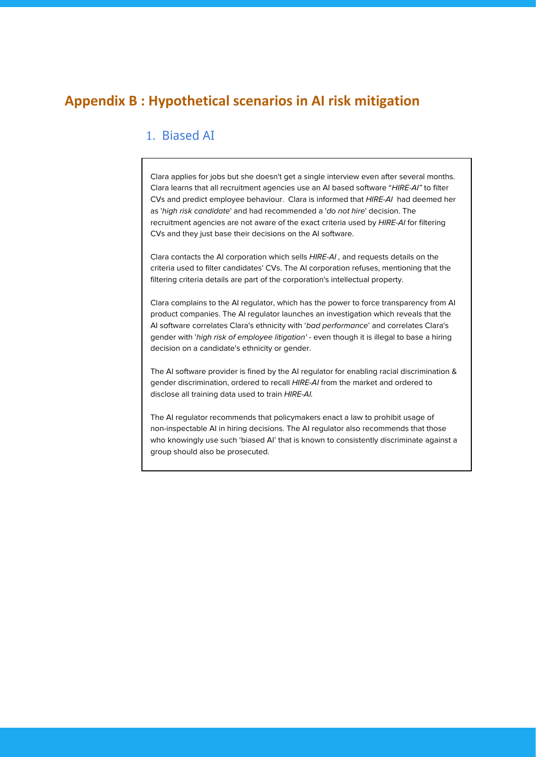# Appendix B : Hypothetical scenarios in AI risk mitigation

## 1. Biased AI

Clara applies for jobs but she doesn't get a single interview even after several months. Clara learns that all recruitment agencies use an AI based software "*HIRE-AI*" to filter CVs and predict employee behaviour. Clara is informed that *HIRE-AI* had deemed her as '*high risk candidate*' and had recommended a '*do not hire*' decision. The recruitment agencies are not aware of the exact criteria used by *HIRE-AI* for filtering CVs and they just base their decisions on the AI software.

Clara contacts the AI corporation which sells *HIRE-AI* , and requests details on the criteria used to filter candidates' CVs. The AI corporation refuses, mentioning that the filtering criteria details are part of the corporation's intellectual property.

Clara complains to the AI regulator, which has the power to force transparency from AI product companies. The AI regulator launches an investigation which reveals that the AI software correlates Clara's ethnicity with '*bad performance*' and correlates Clara's gender with '*high risk of employee litigation*' - even though it is illegal to base a hiring decision on a candidate's ethnicity or gender.

The AI software provider is fined by the AI regulator for enabling racial discrimination & gender discrimination, ordered to recall *HIRE-AI* from the market and ordered to disclose all training data used to train *HIRE-AI*.

The AI regulator recommends that policymakers enact a law to prohibit usage of non-inspectable AI in hiring decisions. The AI regulator also recommends that those who knowingly use such 'biased AI' that is known to consistently discriminate against a group should also be prosecuted.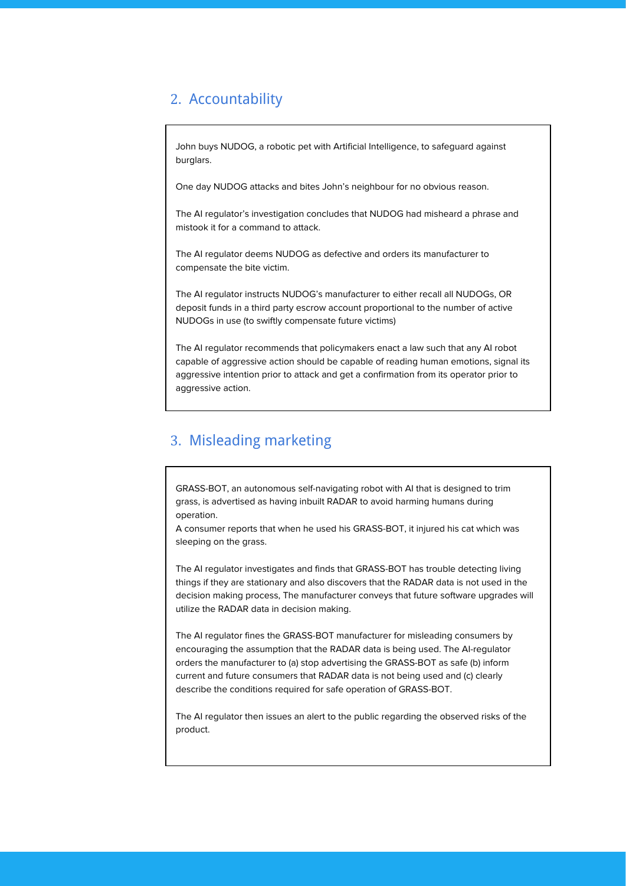## 2. Accountability

John buys NUDOG, a robotic pet with Artificial Intelligence, to safeguard against burglars.

One day NUDOG attacks and bites John's neighbour for no obvious reason.

The AI regulator's investigation concludes that NUDOG had misheard a phrase and mistook it for a command to attack.

The AI regulator deems NUDOG as defective and orders its manufacturer to compensate the bite victim.

The AI regulator instructs NUDOG's manufacturer to either recall all NUDOGs, OR deposit funds in a third party escrow account proportional to the number of active NUDOGs in use (to swiftly compensate future victims)

The AI regulator recommends that policymakers enact a law such that any AI robot capable of aggressive action should be capable of reading human emotions, signal its aggressive intention prior to attack and get a confirmation from its operator prior to aggressive action.

## 3. Misleading marketing

GRASS-BOT, an autonomous self-navigating robot with AI that is designed to trim grass, is advertised as having inbuilt RADAR to avoid harming humans during operation.
A consumer reports that when he used his GRASS-BOT, it injured his cat which was sleeping on the grass.

The AI regulator investigates and finds that GRASS-BOT has trouble detecting living things if they are stationary and also discovers that the RADAR data is not used in the decision making process, The manufacturer conveys that future software upgrades will utilize the RADAR data in decision making.

The AI regulator fines the GRASS-BOT manufacturer for misleading consumers by encouraging the assumption that the RADAR data is being used. The AI-regulator orders the manufacturer to (a) stop advertising the GRASS-BOT as safe (b) inform current and future consumers that RADAR data is not being used and (c) clearly describe the conditions required for safe operation of GRASS-BOT.

The AI regulator then issues an alert to the public regarding the observed risks of the product.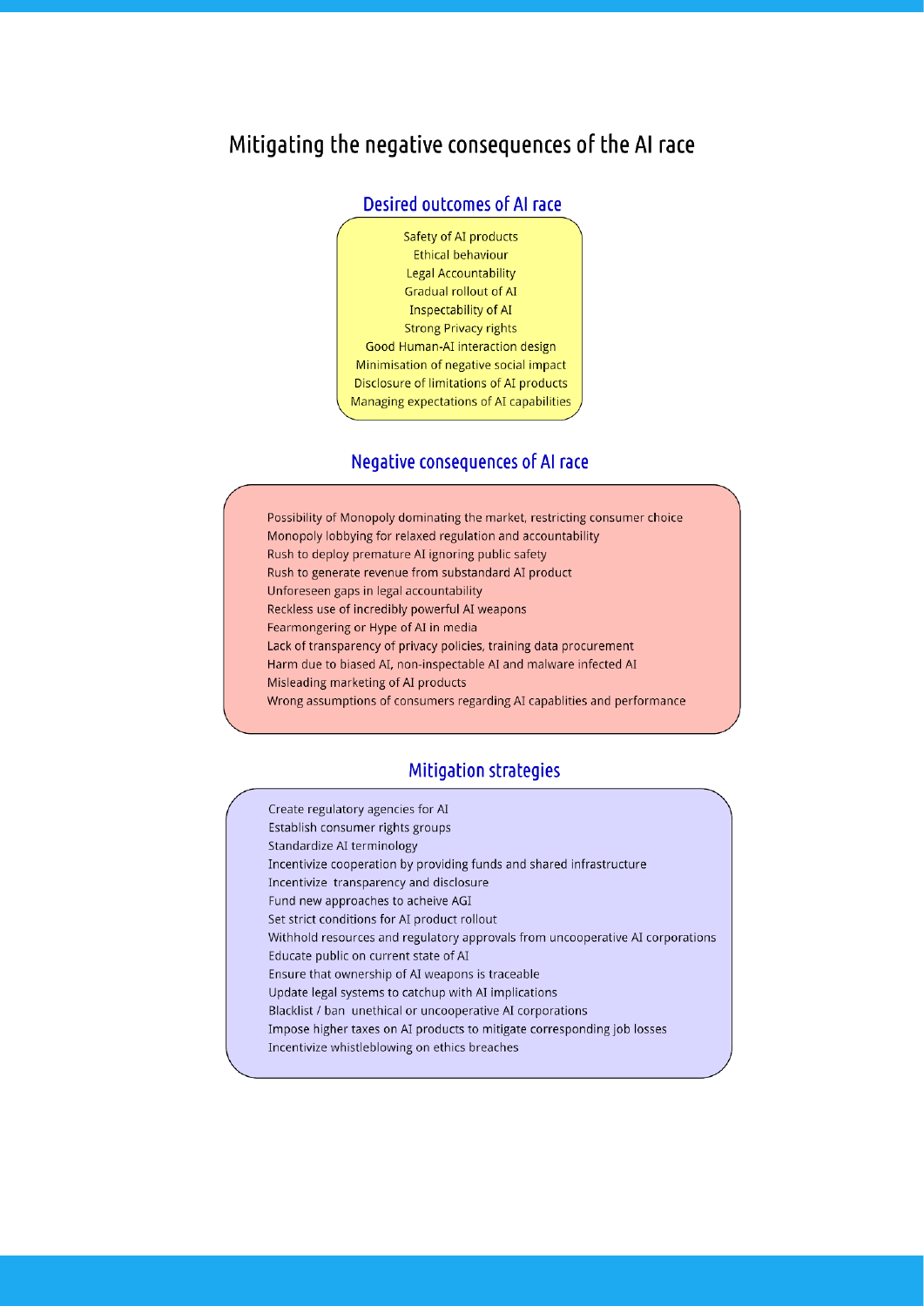# Mitigating the negative consequences of the AI race

## Desired outcomes of AI race

- Safety of AI products
- Ethical behaviour
- Legal Accountability
- Gradual rollout of AI
- Inspectability of AI
- Strong Privacy rights
- Good Human-AI interaction design
- Minimisation of negative social impact
- Disclosure of limitations of AI products
- Managing expectations of AI capabilities

## Negative consequences of AI race

- Possibility of Monopoly dominating the market, restricting consumer choice
- Monopoly lobbying for relaxed regulation and accountability
- Rush to deploy premature AI ignoring public safety
- Rush to generate revenue from substandard AI product
- Unforeseen gaps in legal accountability
- Reckless use of incredibly powerful AI weapons
- Fearmongering or Hype of AI in media
- Lack of transparency of privacy policies, training data procurement
- Harm due to biased AI, non-inspectable AI and malware infected AI
- Misleading marketing of AI products
- Wrong assumptions of consumers regarding AI capablities and performance

## Mitigation strategies

- Create regulatory agencies for AI
- Establish consumer rights groups
- Standardize AI terminology
- Incentivize cooperation by providing funds and shared infrastructure
- Incentivize transparency and disclosure
- Fund new approaches to acheive AGI
- Set strict conditions for AI product rollout
- Withhold resources and regulatory approvals from uncooperative AI corporations
- Educate public on current state of AI
- Ensure that ownership of AI weapons is traceable
- Update legal systems to catchup with AI implications
- Blacklist / ban unethical or uncooperative AI corporations
- Impose higher taxes on AI products to mitigate corresponding job losses
- Incentivize whistleblowing on ethics breaches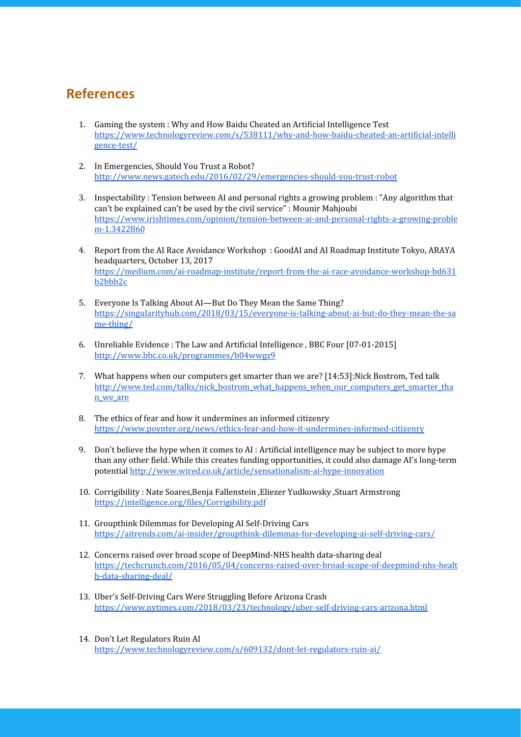## References

1. Gaming the system : Why and How Baidu Cheated an Artificial Intelligence Test https://www.technologyreview.com/s/538111/why-and-how-baidu-cheated-an-artificial-intelligence-test/

2. In Emergencies, Should You Trust a Robot? http://www.news.gatech.edu/2016/02/29/emergencies-should-you-trust-robot

3. Inspectability : Tension between AI and personal rights a growing problem : "Any algorithm that can't be explained can't be used by the civil service" : Mounir Mahjoubi https://www.irishtimes.com/opinion/tension-between-ai-and-personal-rights-a-growing-problem-1.3422860

4. Report from the AI Race Avoidance Workshop : GoodAI and AI Roadmap Institute Tokyo, ARAYA headquarters, October 13, 2017 https://medium.com/ai-roadmap-institute/report-from-the-ai-race-avoidance-workshop-bd631b2bbb2c

5. Everyone Is Talking About AI—But Do They Mean the Same Thing? https://singularityhub.com/2018/03/15/everyone-is-talking-about-ai-but-do-they-mean-the-same-thing/

6. Unreliable Evidence : The Law and Artificial Intelligence , BBC Four [07-01-2015] http://www.bbc.co.uk/programmes/b04wwgz9

7. What happens when our computers get smarter than we are? [14:53]:Nick Bostrom, Ted talk http://www.ted.com/talks/nick_bostrom_what_happens_when_our_computers_get_smarter_than_we_are

8. The ethics of fear and how it undermines an informed citizenry https://www.poynter.org/news/ethics-fear-and-how-it-undermines-informed-citizenry

9. Don't believe the hype when it comes to AI : Artificial intelligence may be subject to more hype than any other field. While this creates funding opportunities, it could also damage AI's long-term potential http://www.wired.co.uk/article/sensationalism-ai-hype-innovation

10. Corrigibility : Nate Soares,Benja Fallenstein ,Eliezer Yudkowsky ,Stuart Armstrong https://intelligence.org/files/Corrigibility.pdf

11. Groupthink Dilemmas for Developing AI Self-Driving Cars https://aitrends.com/ai-insider/groupthink-dilemmas-for-developing-ai-self-driving-cars/

12. Concerns raised over broad scope of DeepMind-NHS health data-sharing deal https://techcrunch.com/2016/05/04/concerns-raised-over-broad-scope-of-deepmind-nhs-health-data-sharing-deal/

13. Uber's Self-Driving Cars Were Struggling Before Arizona Crash https://www.nytimes.com/2018/03/23/technology/uber-self-driving-cars-arizona.html

14. Don't Let Regulators Ruin AI https://www.technologyreview.com/s/609132/dont-let-regulators-ruin-ai/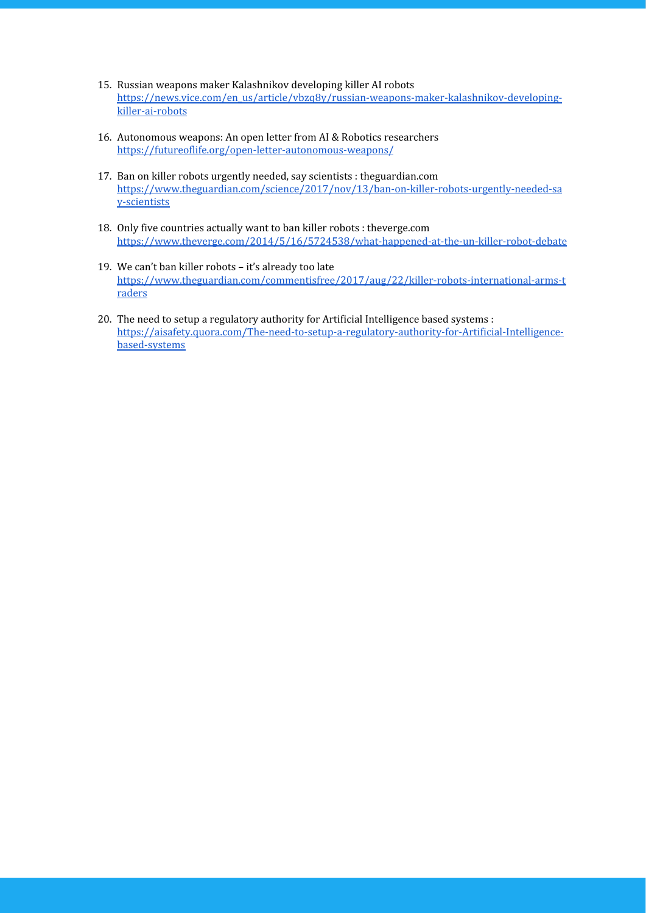15. Russian weapons maker Kalashnikov developing killer AI robots
    https://news.vice.com/en_us/article/vbzq8y/russian-weapons-maker-kalashnikov-developing-killer-ai-robots

16. Autonomous weapons: An open letter from AI & Robotics researchers
    https://futureoflife.org/open-letter-autonomous-weapons/

17. Ban on killer robots urgently needed, say scientists : theguardian.com
    https://www.theguardian.com/science/2017/nov/13/ban-on-killer-robots-urgently-needed-say-scientists

18. Only five countries actually want to ban killer robots : theverge.com
    https://www.theverge.com/2014/5/16/5724538/what-happened-at-the-un-killer-robot-debate

19. We can't ban killer robots – it's already too late
    https://www.theguardian.com/commentisfree/2017/aug/22/killer-robots-international-arms-traders

20. The need to setup a regulatory authority for Artificial Intelligence based systems :
    https://aisafety.quora.com/The-need-to-setup-a-regulatory-authority-for-Artificial-Intelligence-based-systems